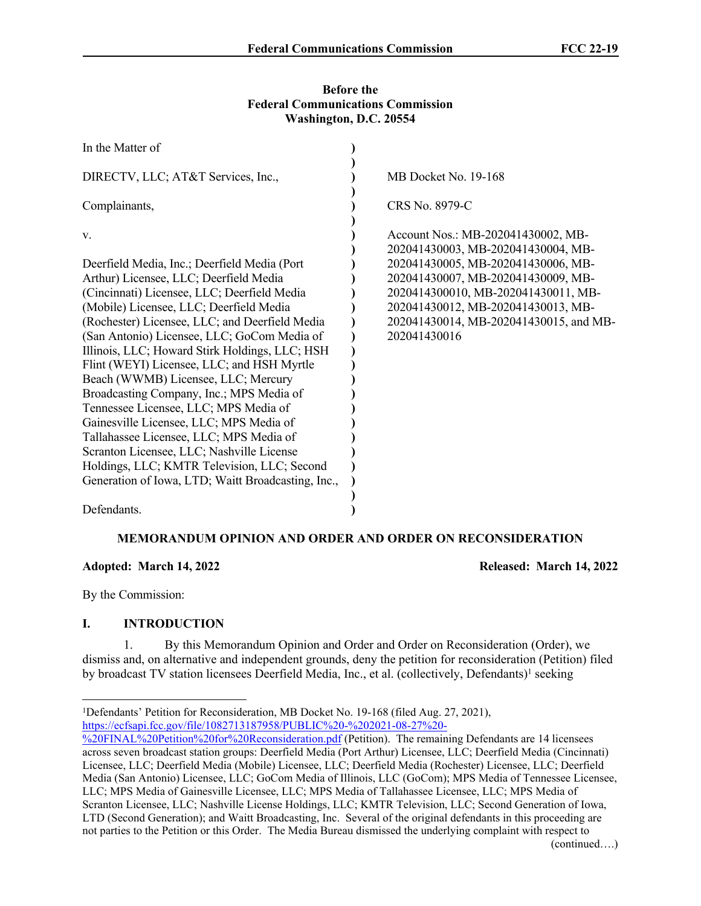**Before the**
**Federal Communications Commission**
**Washington, D.C. 20554**

| | |
|---|---|
| In the Matter of | |
| DIRECTV, LLC; AT&T Services, Inc., | MB Docket No. 19-168 |
| Complainants, | CRS No. 8979-C |
| v. | Account Nos.: MB-202041430002, MB-202041430003, MB-202041430004, MB-202041430005, MB-202041430006, MB-202041430007, MB-202041430009, MB-2020414300010, MB-202041430011, MB-202041430012, MB-202041430013, MB-202041430014, MB-202041430015, and MB-202041430016 |
| Deerfield Media, Inc.; Deerfield Media (Port Arthur) Licensee, LLC; Deerfield Media (Cincinnati) Licensee, LLC; Deerfield Media (Mobile) Licensee, LLC; Deerfield Media (Rochester) Licensee, LLC; and Deerfield Media (San Antonio) Licensee, LLC; GoCom Media of Illinois, LLC; Howard Stirk Holdings, LLC; HSH Flint (WEYI) Licensee, LLC; and HSH Myrtle Beach (WWMB) Licensee, LLC; Mercury Broadcasting Company, Inc.; MPS Media of Tennessee Licensee, LLC; MPS Media of Gainesville Licensee, LLC; MPS Media of Tallahassee Licensee, LLC; MPS Media of Scranton Licensee, LLC; Nashville License Holdings, LLC; KMTR Television, LLC; Second Generation of Iowa, LTD; Waitt Broadcasting, Inc., | |
| Defendants. | |

**MEMORANDUM OPINION AND ORDER AND ORDER ON RECONSIDERATION**

**Adopted: March 14, 2022** **Released: March 14, 2022**

By the Commission:

## I. INTRODUCTION

1. By this Memorandum Opinion and Order and Order on Reconsideration (Order), we dismiss and, on alternative and independent grounds, deny the petition for reconsideration (Petition) filed by broadcast TV station licensees Deerfield Media, Inc., et al. (collectively, Defendants)[1] seeking

---

[1]Defendants' Petition for Reconsideration, MB Docket No. 19-168 (filed Aug. 27, 2021), https://ecfsapi.fcc.gov/file/1082713187958/PUBLIC%20-%202021-08-27%20-%20FINAL%20Petition%20for%20Reconsideration.pdf (Petition). The remaining Defendants are 14 licensees across seven broadcast station groups: Deerfield Media (Port Arthur) Licensee, LLC; Deerfield Media (Cincinnati) Licensee, LLC; Deerfield Media (Mobile) Licensee, LLC; Deerfield Media (Rochester) Licensee, LLC; Deerfield Media (San Antonio) Licensee, LLC; GoCom Media of Illinois, LLC (GoCom); MPS Media of Tennessee Licensee, LLC; MPS Media of Gainesville Licensee, LLC; MPS Media of Tallahassee Licensee, LLC; MPS Media of Scranton Licensee, LLC; Nashville License Holdings, LLC; KMTR Television, LLC; Second Generation of Iowa, LTD (Second Generation); and Waitt Broadcasting, Inc. Several of the original defendants in this proceeding are not parties to the Petition or this Order. The Media Bureau dismissed the underlying complaint with respect to (continued….)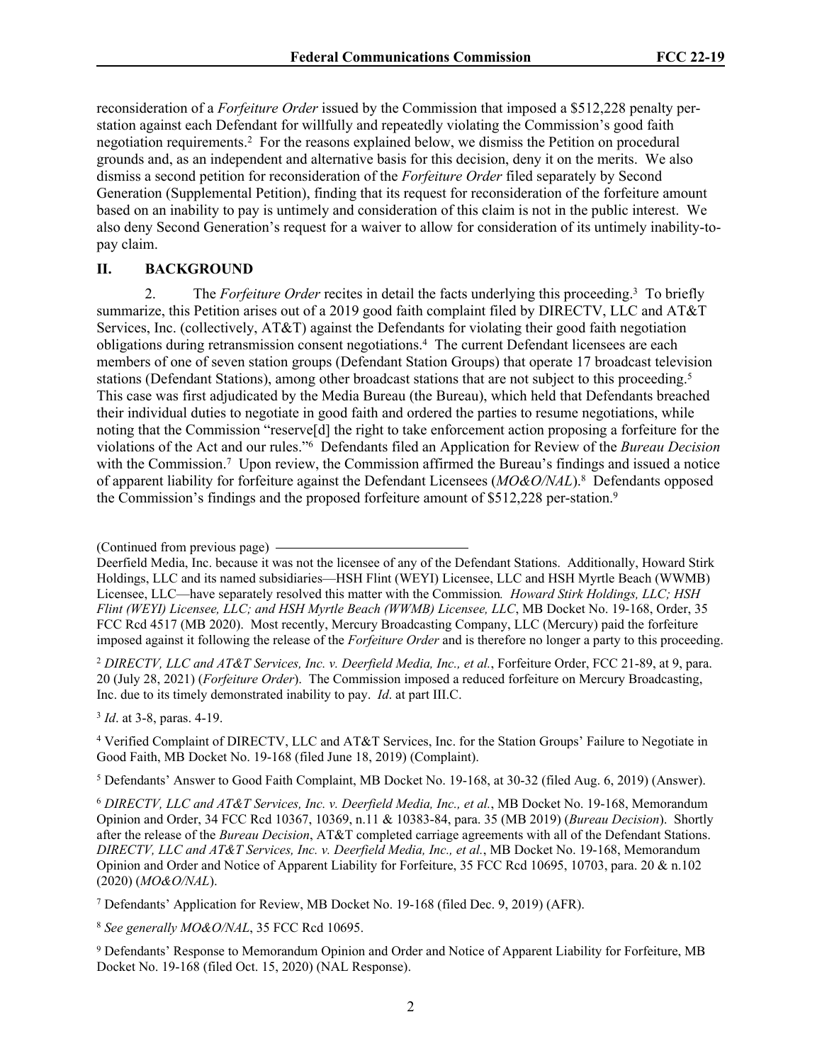reconsideration of a *Forfeiture Order* issued by the Commission that imposed a $512,228 penalty per-station against each Defendant for willfully and repeatedly violating the Commission's good faith negotiation requirements.[2] For the reasons explained below, we dismiss the Petition on procedural grounds and, as an independent and alternative basis for this decision, deny it on the merits. We also dismiss a second petition for reconsideration of the *Forfeiture Order* filed separately by Second Generation (Supplemental Petition), finding that its request for reconsideration of the forfeiture amount based on an inability to pay is untimely and consideration of this claim is not in the public interest. We also deny Second Generation's request for a waiver to allow for consideration of its untimely inability-to-pay claim.

## II. BACKGROUND

2. The *Forfeiture Order* recites in detail the facts underlying this proceeding.[3] To briefly summarize, this Petition arises out of a 2019 good faith complaint filed by DIRECTV, LLC and AT&T Services, Inc. (collectively, AT&T) against the Defendants for violating their good faith negotiation obligations during retransmission consent negotiations.[4] The current Defendant licensees are each members of one of seven station groups (Defendant Station Groups) that operate 17 broadcast television stations (Defendant Stations), among other broadcast stations that are not subject to this proceeding.[5] This case was first adjudicated by the Media Bureau (the Bureau), which held that Defendants breached their individual duties to negotiate in good faith and ordered the parties to resume negotiations, while noting that the Commission "reserve[d] the right to take enforcement action proposing a forfeiture for the violations of the Act and our rules."[6] Defendants filed an Application for Review of the *Bureau Decision* with the Commission.[7] Upon review, the Commission affirmed the Bureau's findings and issued a notice of apparent liability for forfeiture against the Defendant Licensees (*MO&O/NAL*).[8] Defendants opposed the Commission's findings and the proposed forfeiture amount of $512,228 per-station.[9]

(Continued from previous page)

Deerfield Media, Inc. because it was not the licensee of any of the Defendant Stations. Additionally, Howard Stirk Holdings, LLC and its named subsidiaries—HSH Flint (WEYI) Licensee, LLC and HSH Myrtle Beach (WWMB) Licensee, LLC—have separately resolved this matter with the Commission*. Howard Stirk Holdings, LLC; HSH Flint (WEYI) Licensee, LLC; and HSH Myrtle Beach (WWMB) Licensee, LLC*, MB Docket No. 19-168, Order, 35 FCC Rcd 4517 (MB 2020). Most recently, Mercury Broadcasting Company, LLC (Mercury) paid the forfeiture imposed against it following the release of the *Forfeiture Order* and is therefore no longer a party to this proceeding.

[2] *DIRECTV, LLC and AT&T Services, Inc. v. Deerfield Media, Inc., et al.*, Forfeiture Order, FCC 21-89, at 9, para. 20 (July 28, 2021) (*Forfeiture Order*). The Commission imposed a reduced forfeiture on Mercury Broadcasting, Inc. due to its timely demonstrated inability to pay. *Id*. at part III.C.

[3] *Id*. at 3-8, paras. 4-19.

[4] Verified Complaint of DIRECTV, LLC and AT&T Services, Inc. for the Station Groups' Failure to Negotiate in Good Faith, MB Docket No. 19-168 (filed June 18, 2019) (Complaint).

[5] Defendants' Answer to Good Faith Complaint, MB Docket No. 19-168, at 30-32 (filed Aug. 6, 2019) (Answer).

[6] *DIRECTV, LLC and AT&T Services, Inc. v. Deerfield Media, Inc., et al.*, MB Docket No. 19-168, Memorandum Opinion and Order, 34 FCC Rcd 10367, 10369, n.11 & 10383-84, para. 35 (MB 2019) (*Bureau Decision*). Shortly after the release of the *Bureau Decision*, AT&T completed carriage agreements with all of the Defendant Stations. *DIRECTV, LLC and AT&T Services, Inc. v. Deerfield Media, Inc., et al.*, MB Docket No. 19-168, Memorandum Opinion and Order and Notice of Apparent Liability for Forfeiture, 35 FCC Rcd 10695, 10703, para. 20 & n.102 (2020) (*MO&O/NAL*).

[7] Defendants' Application for Review, MB Docket No. 19-168 (filed Dec. 9, 2019) (AFR).

[8] *See generally MO&O/NAL*, 35 FCC Rcd 10695.

[9] Defendants' Response to Memorandum Opinion and Order and Notice of Apparent Liability for Forfeiture, MB Docket No. 19-168 (filed Oct. 15, 2020) (NAL Response).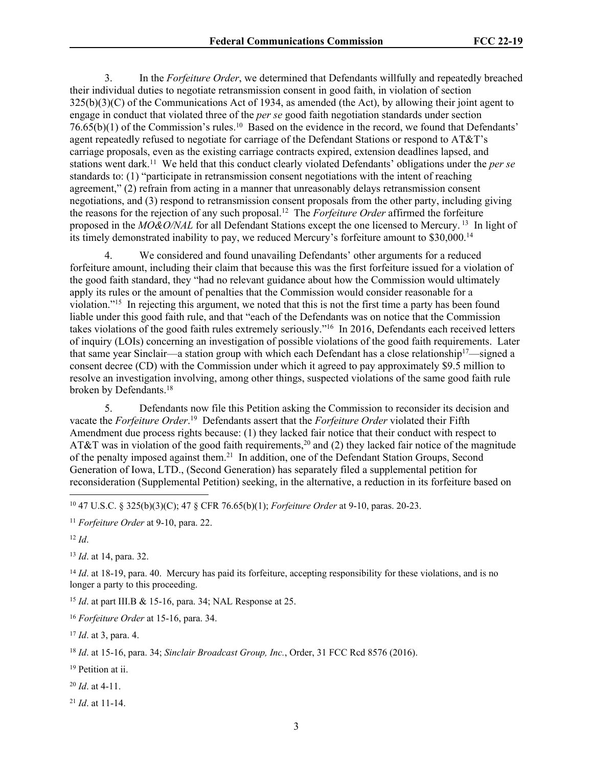3. In the *Forfeiture Order*, we determined that Defendants willfully and repeatedly breached their individual duties to negotiate retransmission consent in good faith, in violation of section 325(b)(3)(C) of the Communications Act of 1934, as amended (the Act), by allowing their joint agent to engage in conduct that violated three of the *per se* good faith negotiation standards under section 76.65(b)(1) of the Commission's rules.[10] Based on the evidence in the record, we found that Defendants' agent repeatedly refused to negotiate for carriage of the Defendant Stations or respond to AT&T's carriage proposals, even as the existing carriage contracts expired, extension deadlines lapsed, and stations went dark.[11] We held that this conduct clearly violated Defendants' obligations under the *per se* standards to: (1) "participate in retransmission consent negotiations with the intent of reaching agreement," (2) refrain from acting in a manner that unreasonably delays retransmission consent negotiations, and (3) respond to retransmission consent proposals from the other party, including giving the reasons for the rejection of any such proposal.[12] The *Forfeiture Order* affirmed the forfeiture proposed in the *MO&O/NAL* for all Defendant Stations except the one licensed to Mercury.[13] In light of its timely demonstrated inability to pay, we reduced Mercury's forfeiture amount to $30,000.[14]

4. We considered and found unavailing Defendants' other arguments for a reduced forfeiture amount, including their claim that because this was the first forfeiture issued for a violation of the good faith standard, they "had no relevant guidance about how the Commission would ultimately apply its rules or the amount of penalties that the Commission would consider reasonable for a violation."[15] In rejecting this argument, we noted that this is not the first time a party has been found liable under this good faith rule, and that "each of the Defendants was on notice that the Commission takes violations of the good faith rules extremely seriously."[16] In 2016, Defendants each received letters of inquiry (LOIs) concerning an investigation of possible violations of the good faith requirements. Later that same year Sinclair—a station group with which each Defendant has a close relationship[17]—signed a consent decree (CD) with the Commission under which it agreed to pay approximately $9.5 million to resolve an investigation involving, among other things, suspected violations of the same good faith rule broken by Defendants.[18]

5. Defendants now file this Petition asking the Commission to reconsider its decision and vacate the *Forfeiture Order*.[19] Defendants assert that the *Forfeiture Order* violated their Fifth Amendment due process rights because: (1) they lacked fair notice that their conduct with respect to AT&T was in violation of the good faith requirements,[20] and (2) they lacked fair notice of the magnitude of the penalty imposed against them.[21] In addition, one of the Defendant Station Groups, Second Generation of Iowa, LTD., (Second Generation) has separately filed a supplemental petition for reconsideration (Supplemental Petition) seeking, in the alternative, a reduction in its forfeiture based on

---

[10] 47 U.S.C. § 325(b)(3)(C); 47 § CFR 76.65(b)(1); *Forfeiture Order* at 9-10, paras. 20-23.

[11] *Forfeiture Order* at 9-10, para. 22.

[12] *Id*.

[13] *Id*. at 14, para. 32.

[14] *Id*. at 18-19, para. 40. Mercury has paid its forfeiture, accepting responsibility for these violations, and is no longer a party to this proceeding.

[15] *Id*. at part III.B & 15-16, para. 34; NAL Response at 25.

[16] *Forfeiture Order* at 15-16, para. 34.

[17] *Id*. at 3, para. 4.

[18] *Id*. at 15-16, para. 34; *Sinclair Broadcast Group, Inc.*, Order, 31 FCC Rcd 8576 (2016).

[19] Petition at ii.

[20] *Id*. at 4-11.

[21] *Id*. at 11-14.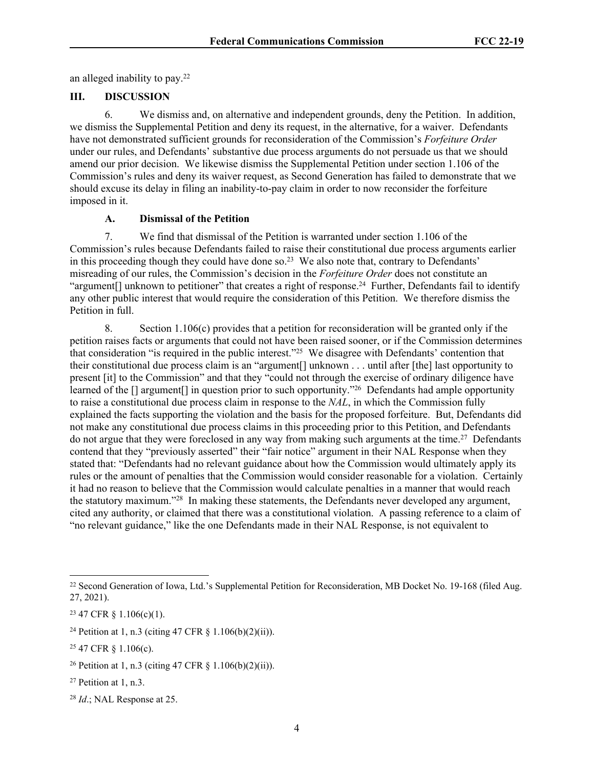an alleged inability to pay.[22]

## III. DISCUSSION

6. We dismiss and, on alternative and independent grounds, deny the Petition. In addition, we dismiss the Supplemental Petition and deny its request, in the alternative, for a waiver. Defendants have not demonstrated sufficient grounds for reconsideration of the Commission's *Forfeiture Order* under our rules, and Defendants' substantive due process arguments do not persuade us that we should amend our prior decision. We likewise dismiss the Supplemental Petition under section 1.106 of the Commission's rules and deny its waiver request, as Second Generation has failed to demonstrate that we should excuse its delay in filing an inability-to-pay claim in order to now reconsider the forfeiture imposed in it.

### A. Dismissal of the Petition

7. We find that dismissal of the Petition is warranted under section 1.106 of the Commission's rules because Defendants failed to raise their constitutional due process arguments earlier in this proceeding though they could have done so.[23] We also note that, contrary to Defendants' misreading of our rules, the Commission's decision in the *Forfeiture Order* does not constitute an "argument[] unknown to petitioner" that creates a right of response.[24] Further, Defendants fail to identify any other public interest that would require the consideration of this Petition. We therefore dismiss the Petition in full.

8. Section 1.106(c) provides that a petition for reconsideration will be granted only if the petition raises facts or arguments that could not have been raised sooner, or if the Commission determines that consideration "is required in the public interest."[25] We disagree with Defendants' contention that their constitutional due process claim is an "argument[] unknown . . . until after [the] last opportunity to present [it] to the Commission" and that they "could not through the exercise of ordinary diligence have learned of the [] argument[] in question prior to such opportunity."[26] Defendants had ample opportunity to raise a constitutional due process claim in response to the *NAL*, in which the Commission fully explained the facts supporting the violation and the basis for the proposed forfeiture. But, Defendants did not make any constitutional due process claims in this proceeding prior to this Petition, and Defendants do not argue that they were foreclosed in any way from making such arguments at the time.[27] Defendants contend that they "previously asserted" their "fair notice" argument in their NAL Response when they stated that: "Defendants had no relevant guidance about how the Commission would ultimately apply its rules or the amount of penalties that the Commission would consider reasonable for a violation. Certainly it had no reason to believe that the Commission would calculate penalties in a manner that would reach the statutory maximum."[28] In making these statements, the Defendants never developed any argument, cited any authority, or claimed that there was a constitutional violation. A passing reference to a claim of "no relevant guidance," like the one Defendants made in their NAL Response, is not equivalent to

---

[22] Second Generation of Iowa, Ltd.'s Supplemental Petition for Reconsideration, MB Docket No. 19-168 (filed Aug. 27, 2021).

[23] 47 CFR § 1.106(c)(1).

[24] Petition at 1, n.3 (citing 47 CFR § 1.106(b)(2)(ii)).

[25] 47 CFR § 1.106(c).

[26] Petition at 1, n.3 (citing 47 CFR § 1.106(b)(2)(ii)).

[27] Petition at 1, n.3.

[28] *Id*.; NAL Response at 25.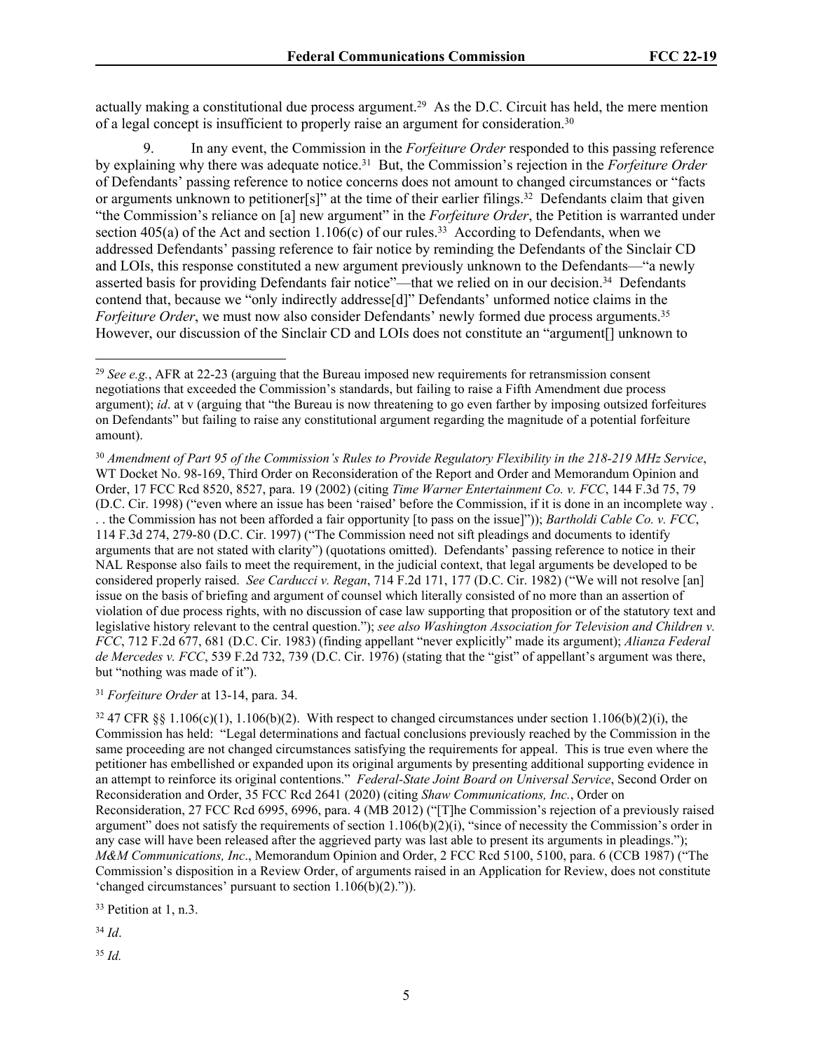actually making a constitutional due process argument.[29] As the D.C. Circuit has held, the mere mention of a legal concept is insufficient to properly raise an argument for consideration.[30]

9. In any event, the Commission in the *Forfeiture Order* responded to this passing reference by explaining why there was adequate notice.[31] But, the Commission's rejection in the *Forfeiture Order* of Defendants' passing reference to notice concerns does not amount to changed circumstances or "facts or arguments unknown to petitioner[s]" at the time of their earlier filings.[32] Defendants claim that given "the Commission's reliance on [a] new argument" in the *Forfeiture Order*, the Petition is warranted under section 405(a) of the Act and section 1.106(c) of our rules.[33] According to Defendants, when we addressed Defendants' passing reference to fair notice by reminding the Defendants of the Sinclair CD and LOIs, this response constituted a new argument previously unknown to the Defendants—"a newly asserted basis for providing Defendants fair notice"—that we relied on in our decision.[34] Defendants contend that, because we "only indirectly addresse[d]" Defendants' unformed notice claims in the *Forfeiture Order*, we must now also consider Defendants' newly formed due process arguments.[35] However, our discussion of the Sinclair CD and LOIs does not constitute an "argument[] unknown to

---

[29] *See e.g.*, AFR at 22-23 (arguing that the Bureau imposed new requirements for retransmission consent negotiations that exceeded the Commission's standards, but failing to raise a Fifth Amendment due process argument); *id*. at v (arguing that "the Bureau is now threatening to go even farther by imposing outsized forfeitures on Defendants" but failing to raise any constitutional argument regarding the magnitude of a potential forfeiture amount).

[30] *Amendment of Part 95 of the Commission's Rules to Provide Regulatory Flexibility in the 218-219 MHz Service*, WT Docket No. 98-169, Third Order on Reconsideration of the Report and Order and Memorandum Opinion and Order, 17 FCC Rcd 8520, 8527, para. 19 (2002) (citing *Time Warner Entertainment Co. v. FCC*, 144 F.3d 75, 79 (D.C. Cir. 1998) ("even where an issue has been 'raised' before the Commission, if it is done in an incomplete way . . . the Commission has not been afforded a fair opportunity [to pass on the issue]")); *Bartholdi Cable Co. v. FCC*, 114 F.3d 274, 279-80 (D.C. Cir. 1997) ("The Commission need not sift pleadings and documents to identify arguments that are not stated with clarity") (quotations omitted). Defendants' passing reference to notice in their NAL Response also fails to meet the requirement, in the judicial context, that legal arguments be developed to be considered properly raised. *See Carducci v. Regan*, 714 F.2d 171, 177 (D.C. Cir. 1982) ("We will not resolve [an] issue on the basis of briefing and argument of counsel which literally consisted of no more than an assertion of violation of due process rights, with no discussion of case law supporting that proposition or of the statutory text and legislative history relevant to the central question."); *see also Washington Association for Television and Children v. FCC*, 712 F.2d 677, 681 (D.C. Cir. 1983) (finding appellant "never explicitly" made its argument); *Alianza Federal de Mercedes v. FCC*, 539 F.2d 732, 739 (D.C. Cir. 1976) (stating that the "gist" of appellant's argument was there, but "nothing was made of it").

[31] *Forfeiture Order* at 13-14, para. 34.

[32] 47 CFR §§ 1.106(c)(1), 1.106(b)(2). With respect to changed circumstances under section 1.106(b)(2)(i), the Commission has held: "Legal determinations and factual conclusions previously reached by the Commission in the same proceeding are not changed circumstances satisfying the requirements for appeal. This is true even where the petitioner has embellished or expanded upon its original arguments by presenting additional supporting evidence in an attempt to reinforce its original contentions." *Federal-State Joint Board on Universal Service*, Second Order on Reconsideration and Order, 35 FCC Rcd 2641 (2020) (citing *Shaw Communications, Inc.*, Order on Reconsideration, 27 FCC Rcd 6995, 6996, para. 4 (MB 2012) ("[T]he Commission's rejection of a previously raised argument" does not satisfy the requirements of section 1.106(b)(2)(i), "since of necessity the Commission's order in any case will have been released after the aggrieved party was last able to present its arguments in pleadings."); *M&M Communications, Inc*., Memorandum Opinion and Order, 2 FCC Rcd 5100, 5100, para. 6 (CCB 1987) ("The Commission's disposition in a Review Order, of arguments raised in an Application for Review, does not constitute 'changed circumstances' pursuant to section 1.106(b)(2).")).

[33] Petition at 1, n.3.

[34] *Id*.

[35] *Id.*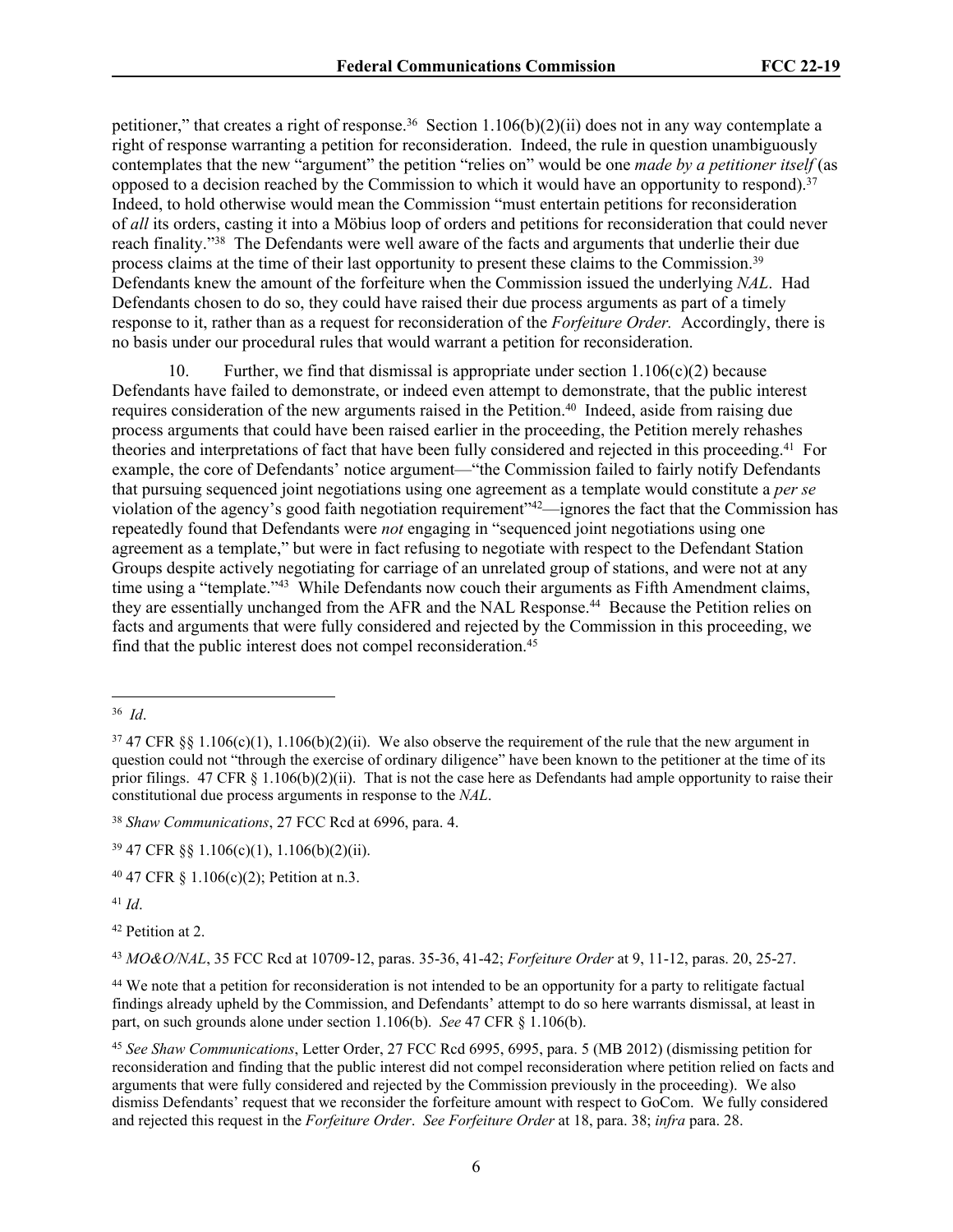petitioner," that creates a right of response.[36] Section 1.106(b)(2)(ii) does not in any way contemplate a right of response warranting a petition for reconsideration. Indeed, the rule in question unambiguously contemplates that the new "argument" the petition "relies on" would be one *made by a petitioner itself* (as opposed to a decision reached by the Commission to which it would have an opportunity to respond).[37] Indeed, to hold otherwise would mean the Commission "must entertain petitions for reconsideration of *all* its orders, casting it into a Möbius loop of orders and petitions for reconsideration that could never reach finality."[38] The Defendants were well aware of the facts and arguments that underlie their due process claims at the time of their last opportunity to present these claims to the Commission.[39] Defendants knew the amount of the forfeiture when the Commission issued the underlying *NAL*. Had Defendants chosen to do so, they could have raised their due process arguments as part of a timely response to it, rather than as a request for reconsideration of the *Forfeiture Order.* Accordingly, there is no basis under our procedural rules that would warrant a petition for reconsideration.

10. Further, we find that dismissal is appropriate under section 1.106(c)(2) because Defendants have failed to demonstrate, or indeed even attempt to demonstrate, that the public interest requires consideration of the new arguments raised in the Petition.[40] Indeed, aside from raising due process arguments that could have been raised earlier in the proceeding, the Petition merely rehashes theories and interpretations of fact that have been fully considered and rejected in this proceeding.[41] For example, the core of Defendants' notice argument—"the Commission failed to fairly notify Defendants that pursuing sequenced joint negotiations using one agreement as a template would constitute a *per se* violation of the agency's good faith negotiation requirement"[42]—ignores the fact that the Commission has repeatedly found that Defendants were *not* engaging in "sequenced joint negotiations using one agreement as a template," but were in fact refusing to negotiate with respect to the Defendant Station Groups despite actively negotiating for carriage of an unrelated group of stations, and were not at any time using a "template."[43] While Defendants now couch their arguments as Fifth Amendment claims, they are essentially unchanged from the AFR and the NAL Response.[44] Because the Petition relies on facts and arguments that were fully considered and rejected by the Commission in this proceeding, we find that the public interest does not compel reconsideration.[45]

---

[36] *Id*.

[37] 47 CFR §§ 1.106(c)(1), 1.106(b)(2)(ii). We also observe the requirement of the rule that the new argument in question could not "through the exercise of ordinary diligence" have been known to the petitioner at the time of its prior filings. 47 CFR § 1.106(b)(2)(ii). That is not the case here as Defendants had ample opportunity to raise their constitutional due process arguments in response to the *NAL*.

[38] *Shaw Communications*, 27 FCC Rcd at 6996, para. 4.

[39] 47 CFR §§ 1.106(c)(1), 1.106(b)(2)(ii).

[40] 47 CFR § 1.106(c)(2); Petition at n.3.

[41] *Id*.

[42] Petition at 2.

[43] *MO&O/NAL*, 35 FCC Rcd at 10709-12, paras. 35-36, 41-42; *Forfeiture Order* at 9, 11-12, paras. 20, 25-27.

[44] We note that a petition for reconsideration is not intended to be an opportunity for a party to relitigate factual findings already upheld by the Commission, and Defendants' attempt to do so here warrants dismissal, at least in part, on such grounds alone under section 1.106(b). *See* 47 CFR § 1.106(b).

[45] *See Shaw Communications*, Letter Order, 27 FCC Rcd 6995, 6995, para. 5 (MB 2012) (dismissing petition for reconsideration and finding that the public interest did not compel reconsideration where petition relied on facts and arguments that were fully considered and rejected by the Commission previously in the proceeding). We also dismiss Defendants' request that we reconsider the forfeiture amount with respect to GoCom. We fully considered and rejected this request in the *Forfeiture Order*. *See Forfeiture Order* at 18, para. 38; *infra* para. 28.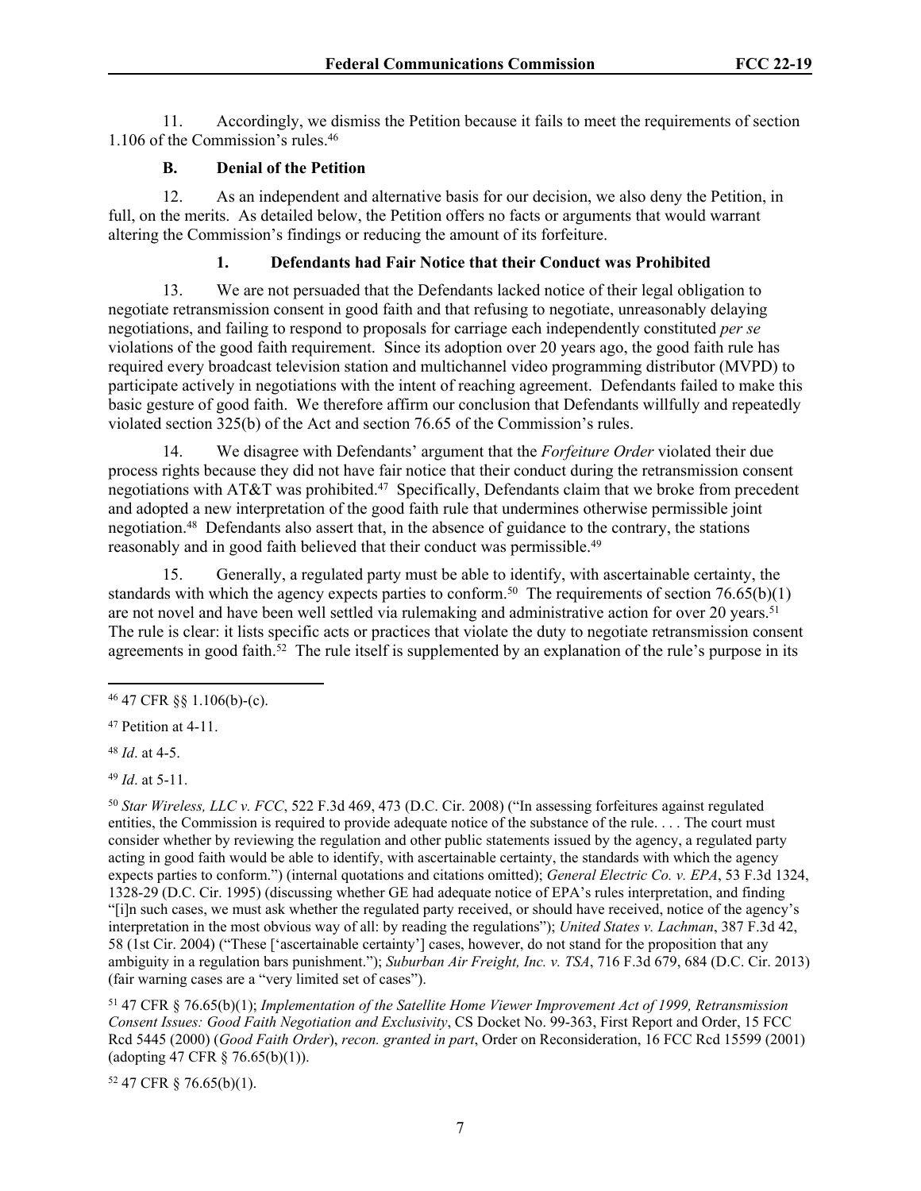11. Accordingly, we dismiss the Petition because it fails to meet the requirements of section 1.106 of the Commission's rules.[46]

### B. Denial of the Petition

12. As an independent and alternative basis for our decision, we also deny the Petition, in full, on the merits. As detailed below, the Petition offers no facts or arguments that would warrant altering the Commission's findings or reducing the amount of its forfeiture.

#### 1. Defendants had Fair Notice that their Conduct was Prohibited

13. We are not persuaded that the Defendants lacked notice of their legal obligation to negotiate retransmission consent in good faith and that refusing to negotiate, unreasonably delaying negotiations, and failing to respond to proposals for carriage each independently constituted *per se* violations of the good faith requirement. Since its adoption over 20 years ago, the good faith rule has required every broadcast television station and multichannel video programming distributor (MVPD) to participate actively in negotiations with the intent of reaching agreement. Defendants failed to make this basic gesture of good faith. We therefore affirm our conclusion that Defendants willfully and repeatedly violated section 325(b) of the Act and section 76.65 of the Commission's rules.

14. We disagree with Defendants' argument that the *Forfeiture Order* violated their due process rights because they did not have fair notice that their conduct during the retransmission consent negotiations with AT&T was prohibited.[47] Specifically, Defendants claim that we broke from precedent and adopted a new interpretation of the good faith rule that undermines otherwise permissible joint negotiation.[48] Defendants also assert that, in the absence of guidance to the contrary, the stations reasonably and in good faith believed that their conduct was permissible.[49]

15. Generally, a regulated party must be able to identify, with ascertainable certainty, the standards with which the agency expects parties to conform.[50] The requirements of section 76.65(b)(1) are not novel and have been well settled via rulemaking and administrative action for over 20 years.[51] The rule is clear: it lists specific acts or practices that violate the duty to negotiate retransmission consent agreements in good faith.[52] The rule itself is supplemented by an explanation of the rule's purpose in its

---

[46] 47 CFR §§ 1.106(b)-(c).

[47] Petition at 4-11.

[48] *Id*. at 4-5.

[49] *Id*. at 5-11.

[50] *Star Wireless, LLC v. FCC*, 522 F.3d 469, 473 (D.C. Cir. 2008) ("In assessing forfeitures against regulated entities, the Commission is required to provide adequate notice of the substance of the rule. . . . The court must consider whether by reviewing the regulation and other public statements issued by the agency, a regulated party acting in good faith would be able to identify, with ascertainable certainty, the standards with which the agency expects parties to conform.") (internal quotations and citations omitted); *General Electric Co. v. EPA*, 53 F.3d 1324, 1328-29 (D.C. Cir. 1995) (discussing whether GE had adequate notice of EPA's rules interpretation, and finding "[i]n such cases, we must ask whether the regulated party received, or should have received, notice of the agency's interpretation in the most obvious way of all: by reading the regulations"); *United States v. Lachman*, 387 F.3d 42, 58 (1st Cir. 2004) ("These ['ascertainable certainty'] cases, however, do not stand for the proposition that any ambiguity in a regulation bars punishment."); *Suburban Air Freight, Inc. v. TSA*, 716 F.3d 679, 684 (D.C. Cir. 2013) (fair warning cases are a "very limited set of cases").

[51] 47 CFR § 76.65(b)(1); *Implementation of the Satellite Home Viewer Improvement Act of 1999, Retransmission Consent Issues: Good Faith Negotiation and Exclusivity*, CS Docket No. 99-363, First Report and Order, 15 FCC Rcd 5445 (2000) (*Good Faith Order*), *recon. granted in part*, Order on Reconsideration, 16 FCC Rcd 15599 (2001) (adopting 47 CFR § 76.65(b)(1)).

[52] 47 CFR § 76.65(b)(1).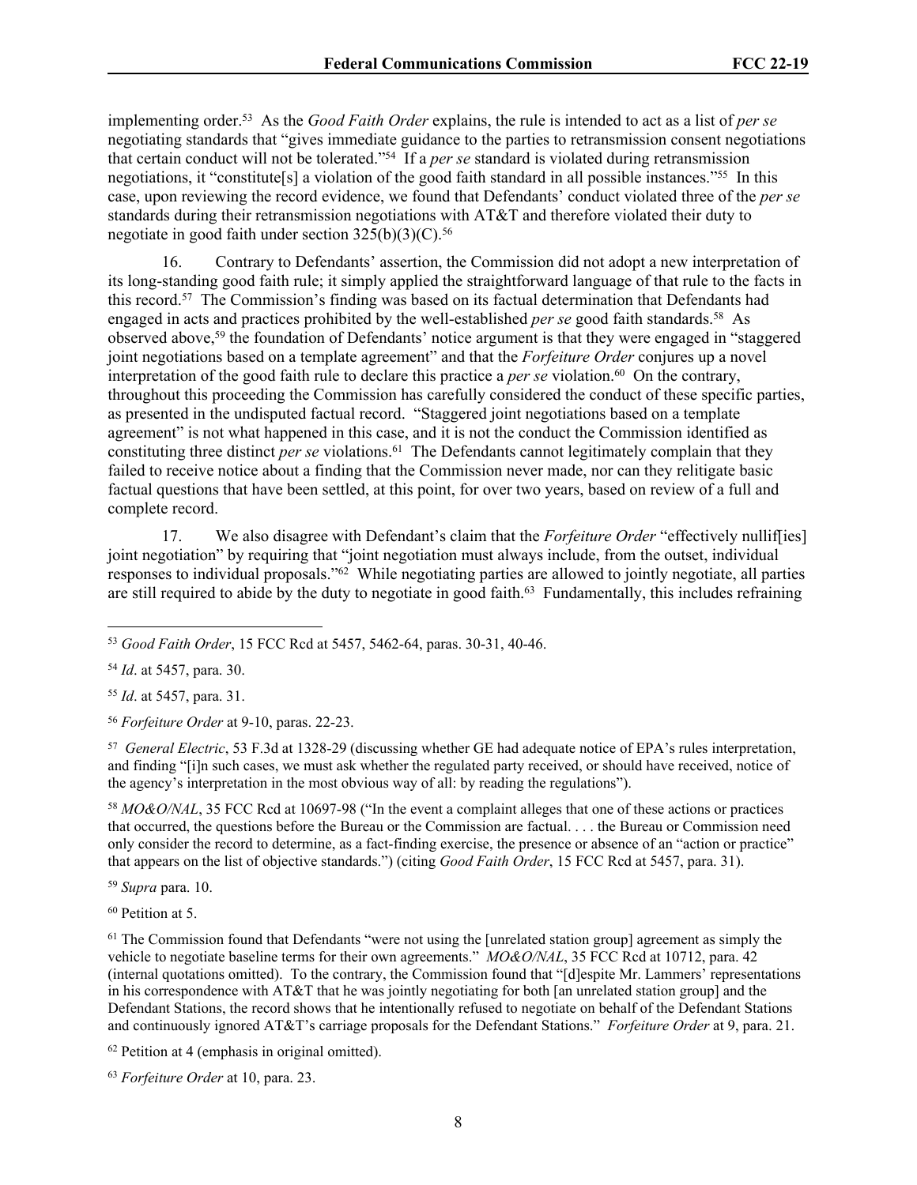implementing order.[53] As the *Good Faith Order* explains, the rule is intended to act as a list of *per se* negotiating standards that "gives immediate guidance to the parties to retransmission consent negotiations that certain conduct will not be tolerated."[54] If a *per se* standard is violated during retransmission negotiations, it "constitute[s] a violation of the good faith standard in all possible instances."[55] In this case, upon reviewing the record evidence, we found that Defendants' conduct violated three of the *per se* standards during their retransmission negotiations with AT&T and therefore violated their duty to negotiate in good faith under section 325(b)(3)(C).[56]

16. Contrary to Defendants' assertion, the Commission did not adopt a new interpretation of its long-standing good faith rule; it simply applied the straightforward language of that rule to the facts in this record.[57] The Commission's finding was based on its factual determination that Defendants had engaged in acts and practices prohibited by the well-established *per se* good faith standards.[58] As observed above,[59] the foundation of Defendants' notice argument is that they were engaged in "staggered joint negotiations based on a template agreement" and that the *Forfeiture Order* conjures up a novel interpretation of the good faith rule to declare this practice a *per se* violation.[60] On the contrary, throughout this proceeding the Commission has carefully considered the conduct of these specific parties, as presented in the undisputed factual record. "Staggered joint negotiations based on a template agreement" is not what happened in this case, and it is not the conduct the Commission identified as constituting three distinct *per se* violations.[61] The Defendants cannot legitimately complain that they failed to receive notice about a finding that the Commission never made, nor can they relitigate basic factual questions that have been settled, at this point, for over two years, based on review of a full and complete record.

17. We also disagree with Defendant's claim that the *Forfeiture Order* "effectively nullif[ies] joint negotiation" by requiring that "joint negotiation must always include, from the outset, individual responses to individual proposals."[62] While negotiating parties are allowed to jointly negotiate, all parties are still required to abide by the duty to negotiate in good faith.[63] Fundamentally, this includes refraining

---

[53] *Good Faith Order*, 15 FCC Rcd at 5457, 5462-64, paras. 30-31, 40-46.

[54] *Id*. at 5457, para. 30.

[55] *Id*. at 5457, para. 31.

[56] *Forfeiture Order* at 9-10, paras. 22-23.

[57] *General Electric*, 53 F.3d at 1328-29 (discussing whether GE had adequate notice of EPA's rules interpretation, and finding "[i]n such cases, we must ask whether the regulated party received, or should have received, notice of the agency's interpretation in the most obvious way of all: by reading the regulations").

[58] *MO&O/NAL*, 35 FCC Rcd at 10697-98 ("In the event a complaint alleges that one of these actions or practices that occurred, the questions before the Bureau or the Commission are factual. . . . the Bureau or Commission need only consider the record to determine, as a fact-finding exercise, the presence or absence of an "action or practice" that appears on the list of objective standards.") (citing *Good Faith Order*, 15 FCC Rcd at 5457, para. 31).

[59] *Supra* para. 10.

[60] Petition at 5.

[61] The Commission found that Defendants "were not using the [unrelated station group] agreement as simply the vehicle to negotiate baseline terms for their own agreements." *MO&O/NAL*, 35 FCC Rcd at 10712, para. 42 (internal quotations omitted). To the contrary, the Commission found that "[d]espite Mr. Lammers' representations in his correspondence with AT&T that he was jointly negotiating for both [an unrelated station group] and the Defendant Stations, the record shows that he intentionally refused to negotiate on behalf of the Defendant Stations and continuously ignored AT&T's carriage proposals for the Defendant Stations." *Forfeiture Order* at 9, para. 21.

[62] Petition at 4 (emphasis in original omitted).

[63] *Forfeiture Order* at 10, para. 23.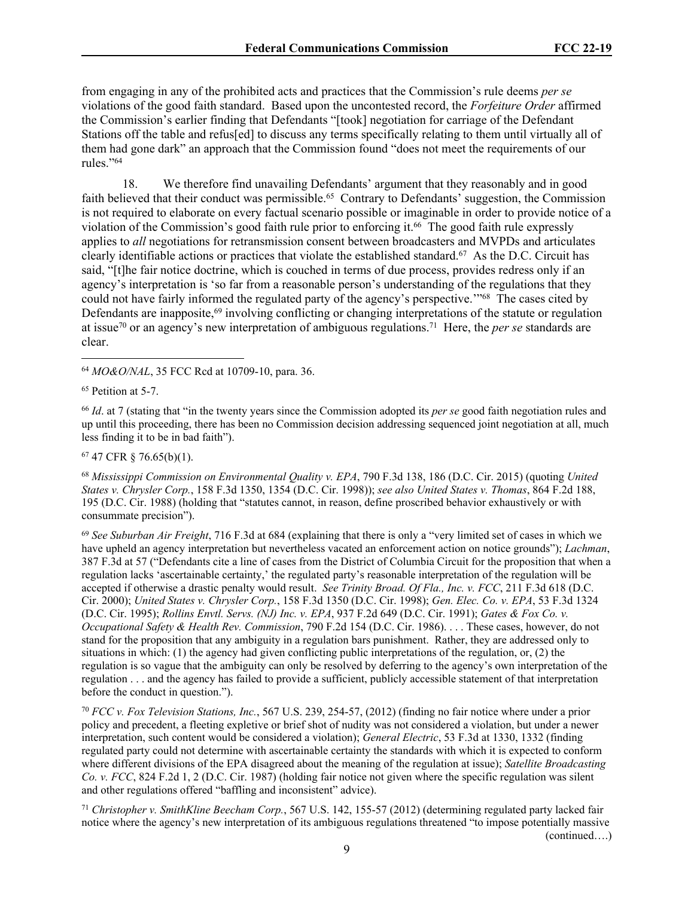from engaging in any of the prohibited acts and practices that the Commission's rule deems *per se* violations of the good faith standard. Based upon the uncontested record, the *Forfeiture Order* affirmed the Commission's earlier finding that Defendants "[took] negotiation for carriage of the Defendant Stations off the table and refus[ed] to discuss any terms specifically relating to them until virtually all of them had gone dark" an approach that the Commission found "does not meet the requirements of our rules."[64]

18. We therefore find unavailing Defendants' argument that they reasonably and in good faith believed that their conduct was permissible.[65] Contrary to Defendants' suggestion, the Commission is not required to elaborate on every factual scenario possible or imaginable in order to provide notice of a violation of the Commission's good faith rule prior to enforcing it.[66] The good faith rule expressly applies to *all* negotiations for retransmission consent between broadcasters and MVPDs and articulates clearly identifiable actions or practices that violate the established standard.[67] As the D.C. Circuit has said, "[t]he fair notice doctrine, which is couched in terms of due process, provides redress only if an agency's interpretation is 'so far from a reasonable person's understanding of the regulations that they could not have fairly informed the regulated party of the agency's perspective.'"[68] The cases cited by Defendants are inapposite,[69] involving conflicting or changing interpretations of the statute or regulation at issue[70] or an agency's new interpretation of ambiguous regulations.[71] Here, the *per se* standards are clear.

---

[64] *MO&O/NAL*, 35 FCC Rcd at 10709-10, para. 36.

[65] Petition at 5-7.

[66] *Id*. at 7 (stating that "in the twenty years since the Commission adopted its *per se* good faith negotiation rules and up until this proceeding, there has been no Commission decision addressing sequenced joint negotiation at all, much less finding it to be in bad faith").

[67] 47 CFR § 76.65(b)(1).

[68] *Mississippi Commission on Environmental Quality v. EPA*, 790 F.3d 138, 186 (D.C. Cir. 2015) (quoting *United States v. Chrysler Corp.*, 158 F.3d 1350, 1354 (D.C. Cir. 1998)); *see also United States v. Thomas*, 864 F.2d 188, 195 (D.C. Cir. 1988) (holding that "statutes cannot, in reason, define proscribed behavior exhaustively or with consummate precision").

[69] *See Suburban Air Freight*, 716 F.3d at 684 (explaining that there is only a "very limited set of cases in which we have upheld an agency interpretation but nevertheless vacated an enforcement action on notice grounds"); *Lachman*, 387 F.3d at 57 ("Defendants cite a line of cases from the District of Columbia Circuit for the proposition that when a regulation lacks 'ascertainable certainty,' the regulated party's reasonable interpretation of the regulation will be accepted if otherwise a drastic penalty would result. *See Trinity Broad. Of Fla., Inc. v. FCC*, 211 F.3d 618 (D.C. Cir. 2000); *United States v. Chrysler Corp.*, 158 F.3d 1350 (D.C. Cir. 1998); *Gen. Elec. Co. v. EPA*, 53 F.3d 1324 (D.C. Cir. 1995); *Rollins Envtl. Servs. (NJ) Inc. v. EPA*, 937 F.2d 649 (D.C. Cir. 1991); *Gates & Fox Co. v. Occupational Safety & Health Rev. Commission*, 790 F.2d 154 (D.C. Cir. 1986). . . . These cases, however, do not stand for the proposition that any ambiguity in a regulation bars punishment. Rather, they are addressed only to situations in which: (1) the agency had given conflicting public interpretations of the regulation, or, (2) the regulation is so vague that the ambiguity can only be resolved by deferring to the agency's own interpretation of the regulation . . . and the agency has failed to provide a sufficient, publicly accessible statement of that interpretation before the conduct in question.").

[70] *FCC v. Fox Television Stations, Inc.*, 567 U.S. 239, 254-57, (2012) (finding no fair notice where under a prior policy and precedent, a fleeting expletive or brief shot of nudity was not considered a violation, but under a newer interpretation, such content would be considered a violation); *General Electric*, 53 F.3d at 1330, 1332 (finding regulated party could not determine with ascertainable certainty the standards with which it is expected to conform where different divisions of the EPA disagreed about the meaning of the regulation at issue); *Satellite Broadcasting Co. v. FCC*, 824 F.2d 1, 2 (D.C. Cir. 1987) (holding fair notice not given where the specific regulation was silent and other regulations offered "baffling and inconsistent" advice).

[71] *Christopher v. SmithKline Beecham Corp.*, 567 U.S. 142, 155-57 (2012) (determining regulated party lacked fair notice where the agency's new interpretation of its ambiguous regulations threatened "to impose potentially massive

(continued….)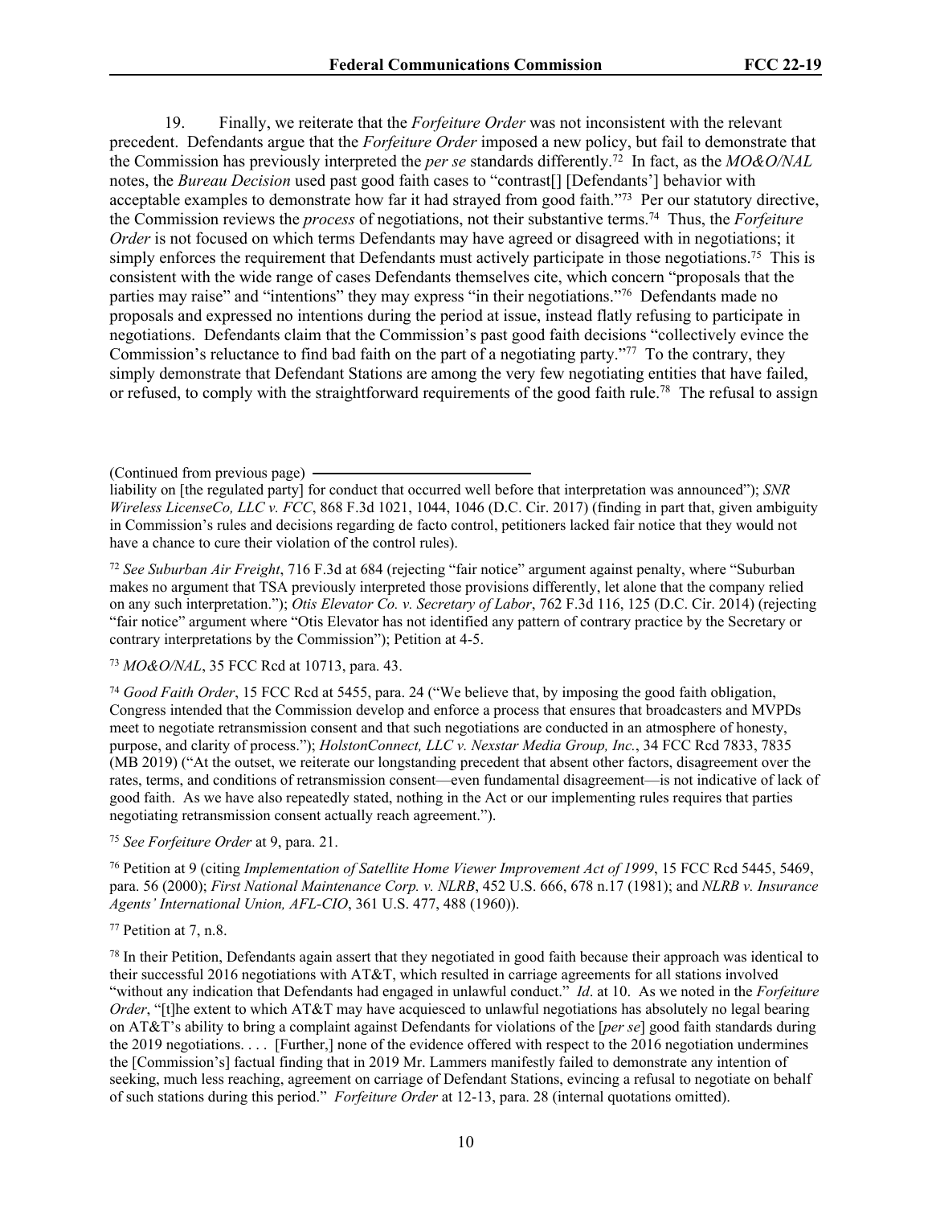19. Finally, we reiterate that the *Forfeiture Order* was not inconsistent with the relevant precedent. Defendants argue that the *Forfeiture Order* imposed a new policy, but fail to demonstrate that the Commission has previously interpreted the *per se* standards differently.[72] In fact, as the *MO&O/NAL* notes, the *Bureau Decision* used past good faith cases to "contrast[] [Defendants'] behavior with acceptable examples to demonstrate how far it had strayed from good faith."[73] Per our statutory directive, the Commission reviews the *process* of negotiations, not their substantive terms.[74] Thus, the *Forfeiture Order* is not focused on which terms Defendants may have agreed or disagreed with in negotiations; it simply enforces the requirement that Defendants must actively participate in those negotiations.[75] This is consistent with the wide range of cases Defendants themselves cite, which concern "proposals that the parties may raise" and "intentions" they may express "in their negotiations."[76] Defendants made no proposals and expressed no intentions during the period at issue, instead flatly refusing to participate in negotiations. Defendants claim that the Commission's past good faith decisions "collectively evince the Commission's reluctance to find bad faith on the part of a negotiating party."[77] To the contrary, they simply demonstrate that Defendant Stations are among the very few negotiating entities that have failed, or refused, to comply with the straightforward requirements of the good faith rule.[78] The refusal to assign

(Continued from previous page)

liability on [the regulated party] for conduct that occurred well before that interpretation was announced"); *SNR Wireless LicenseCo, LLC v. FCC*, 868 F.3d 1021, 1044, 1046 (D.C. Cir. 2017) (finding in part that, given ambiguity in Commission's rules and decisions regarding de facto control, petitioners lacked fair notice that they would not have a chance to cure their violation of the control rules).

[72] *See Suburban Air Freight*, 716 F.3d at 684 (rejecting "fair notice" argument against penalty, where "Suburban makes no argument that TSA previously interpreted those provisions differently, let alone that the company relied on any such interpretation."); *Otis Elevator Co. v. Secretary of Labor*, 762 F.3d 116, 125 (D.C. Cir. 2014) (rejecting "fair notice" argument where "Otis Elevator has not identified any pattern of contrary practice by the Secretary or contrary interpretations by the Commission"); Petition at 4-5.

[73] *MO&O/NAL*, 35 FCC Rcd at 10713, para. 43.

[74] *Good Faith Order*, 15 FCC Rcd at 5455, para. 24 ("We believe that, by imposing the good faith obligation, Congress intended that the Commission develop and enforce a process that ensures that broadcasters and MVPDs meet to negotiate retransmission consent and that such negotiations are conducted in an atmosphere of honesty, purpose, and clarity of process."); *HolstonConnect, LLC v. Nexstar Media Group, Inc.*, 34 FCC Rcd 7833, 7835 (MB 2019) ("At the outset, we reiterate our longstanding precedent that absent other factors, disagreement over the rates, terms, and conditions of retransmission consent—even fundamental disagreement—is not indicative of lack of good faith. As we have also repeatedly stated, nothing in the Act or our implementing rules requires that parties negotiating retransmission consent actually reach agreement.").

[75] *See Forfeiture Order* at 9, para. 21.

[76] Petition at 9 (citing *Implementation of Satellite Home Viewer Improvement Act of 1999*, 15 FCC Rcd 5445, 5469, para. 56 (2000); *First National Maintenance Corp. v. NLRB*, 452 U.S. 666, 678 n.17 (1981); and *NLRB v. Insurance Agents' International Union, AFL-CIO*, 361 U.S. 477, 488 (1960)).

[77] Petition at 7, n.8.

[78] In their Petition, Defendants again assert that they negotiated in good faith because their approach was identical to their successful 2016 negotiations with AT&T, which resulted in carriage agreements for all stations involved "without any indication that Defendants had engaged in unlawful conduct." *Id*. at 10. As we noted in the *Forfeiture Order*, "[t]he extent to which AT&T may have acquiesced to unlawful negotiations has absolutely no legal bearing on AT&T's ability to bring a complaint against Defendants for violations of the [*per se*] good faith standards during the 2019 negotiations. . . . [Further,] none of the evidence offered with respect to the 2016 negotiation undermines the [Commission's] factual finding that in 2019 Mr. Lammers manifestly failed to demonstrate any intention of seeking, much less reaching, agreement on carriage of Defendant Stations, evincing a refusal to negotiate on behalf of such stations during this period." *Forfeiture Order* at 12-13, para. 28 (internal quotations omitted).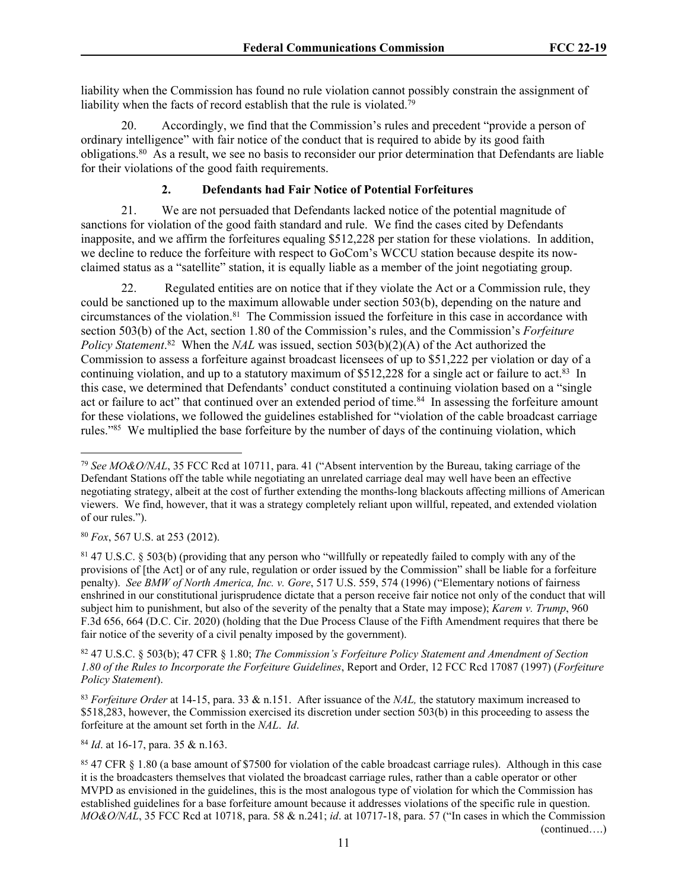liability when the Commission has found no rule violation cannot possibly constrain the assignment of liability when the facts of record establish that the rule is violated.[79]

20. Accordingly, we find that the Commission's rules and precedent "provide a person of ordinary intelligence" with fair notice of the conduct that is required to abide by its good faith obligations.[80] As a result, we see no basis to reconsider our prior determination that Defendants are liable for their violations of the good faith requirements.

### 2. Defendants had Fair Notice of Potential Forfeitures

21. We are not persuaded that Defendants lacked notice of the potential magnitude of sanctions for violation of the good faith standard and rule. We find the cases cited by Defendants inapposite, and we affirm the forfeitures equaling $512,228 per station for these violations. In addition, we decline to reduce the forfeiture with respect to GoCom's WCCU station because despite its now-claimed status as a "satellite" station, it is equally liable as a member of the joint negotiating group.

22. Regulated entities are on notice that if they violate the Act or a Commission rule, they could be sanctioned up to the maximum allowable under section 503(b), depending on the nature and circumstances of the violation.[81] The Commission issued the forfeiture in this case in accordance with section 503(b) of the Act, section 1.80 of the Commission's rules, and the Commission's *Forfeiture Policy Statement*.[82] When the *NAL* was issued, section 503(b)(2)(A) of the Act authorized the Commission to assess a forfeiture against broadcast licensees of up to $51,222 per violation or day of a continuing violation, and up to a statutory maximum of $512,228 for a single act or failure to act.[83] In this case, we determined that Defendants' conduct constituted a continuing violation based on a "single act or failure to act" that continued over an extended period of time.[84] In assessing the forfeiture amount for these violations, we followed the guidelines established for "violation of the cable broadcast carriage rules."[85] We multiplied the base forfeiture by the number of days of the continuing violation, which

---

[79] *See MO&O/NAL*, 35 FCC Rcd at 10711, para. 41 ("Absent intervention by the Bureau, taking carriage of the Defendant Stations off the table while negotiating an unrelated carriage deal may well have been an effective negotiating strategy, albeit at the cost of further extending the months-long blackouts affecting millions of American viewers. We find, however, that it was a strategy completely reliant upon willful, repeated, and extended violation of our rules.").

[80] *Fox*, 567 U.S. at 253 (2012).

[81] 47 U.S.C. § 503(b) (providing that any person who "willfully or repeatedly failed to comply with any of the provisions of [the Act] or of any rule, regulation or order issued by the Commission" shall be liable for a forfeiture penalty). *See BMW of North America, Inc. v. Gore*, 517 U.S. 559, 574 (1996) ("Elementary notions of fairness enshrined in our constitutional jurisprudence dictate that a person receive fair notice not only of the conduct that will subject him to punishment, but also of the severity of the penalty that a State may impose); *Karem v. Trump*, 960 F.3d 656, 664 (D.C. Cir. 2020) (holding that the Due Process Clause of the Fifth Amendment requires that there be fair notice of the severity of a civil penalty imposed by the government).

[82] 47 U.S.C. § 503(b); 47 CFR § 1.80; *The Commission's Forfeiture Policy Statement and Amendment of Section 1.80 of the Rules to Incorporate the Forfeiture Guidelines*, Report and Order, 12 FCC Rcd 17087 (1997) (*Forfeiture Policy Statement*).

[83] *Forfeiture Order* at 14-15, para. 33 & n.151. After issuance of the *NAL,* the statutory maximum increased to $518,283, however, the Commission exercised its discretion under section 503(b) in this proceeding to assess the forfeiture at the amount set forth in the *NAL*. *Id*.

[84] *Id*. at 16-17, para. 35 & n.163.

[85] 47 CFR § 1.80 (a base amount of $7500 for violation of the cable broadcast carriage rules). Although in this case it is the broadcasters themselves that violated the broadcast carriage rules, rather than a cable operator or other MVPD as envisioned in the guidelines, this is the most analogous type of violation for which the Commission has established guidelines for a base forfeiture amount because it addresses violations of the specific rule in question. *MO&O/NAL*, 35 FCC Rcd at 10718, para. 58 & n.241; *id*. at 10717-18, para. 57 ("In cases in which the Commission

(continued….)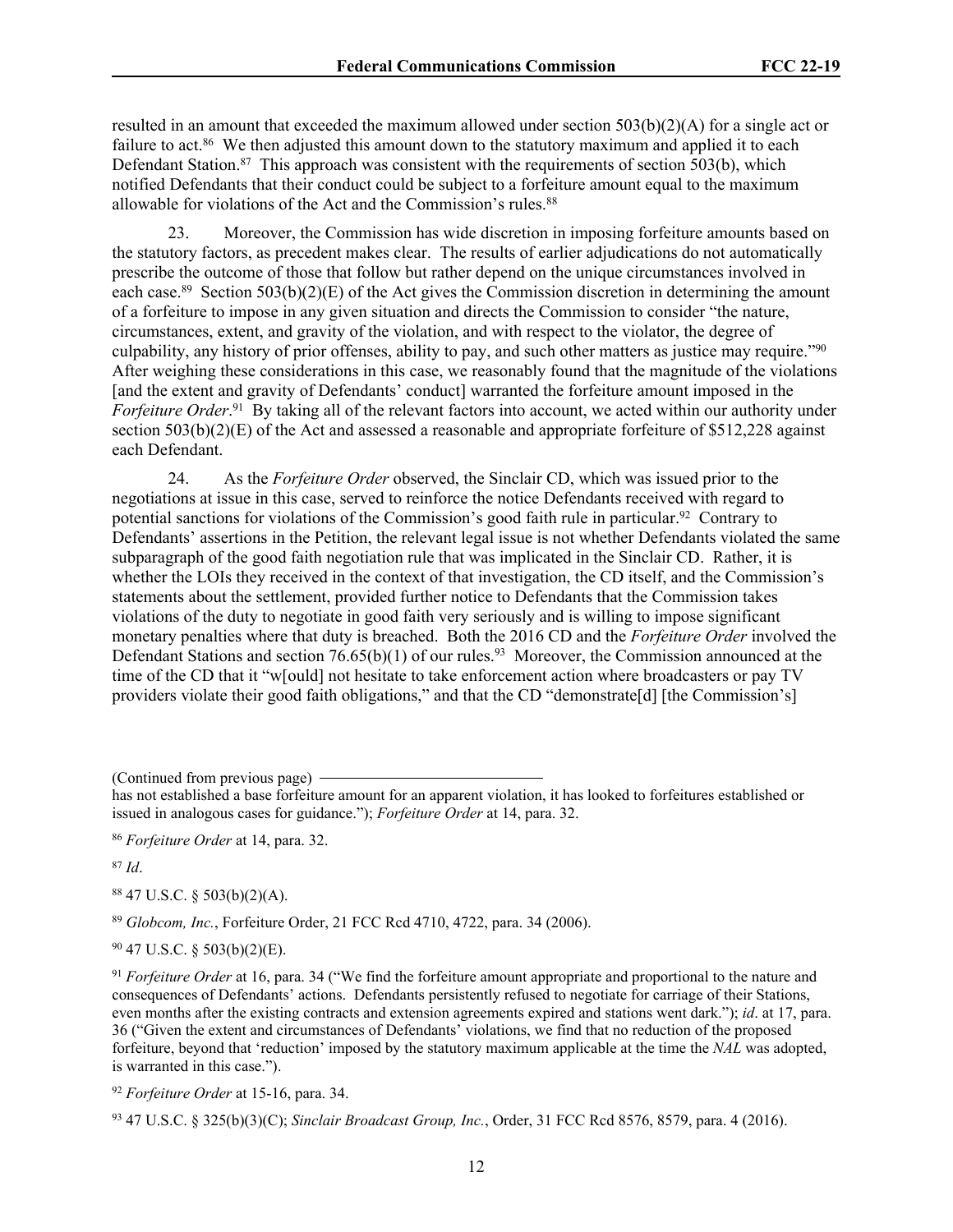resulted in an amount that exceeded the maximum allowed under section 503(b)(2)(A) for a single act or failure to act.[86] We then adjusted this amount down to the statutory maximum and applied it to each Defendant Station.[87] This approach was consistent with the requirements of section 503(b), which notified Defendants that their conduct could be subject to a forfeiture amount equal to the maximum allowable for violations of the Act and the Commission's rules.[88]

23. Moreover, the Commission has wide discretion in imposing forfeiture amounts based on the statutory factors, as precedent makes clear. The results of earlier adjudications do not automatically prescribe the outcome of those that follow but rather depend on the unique circumstances involved in each case.[89] Section 503(b)(2)(E) of the Act gives the Commission discretion in determining the amount of a forfeiture to impose in any given situation and directs the Commission to consider "the nature, circumstances, extent, and gravity of the violation, and with respect to the violator, the degree of culpability, any history of prior offenses, ability to pay, and such other matters as justice may require."[90] After weighing these considerations in this case, we reasonably found that the magnitude of the violations [and the extent and gravity of Defendants' conduct] warranted the forfeiture amount imposed in the *Forfeiture Order*.[91] By taking all of the relevant factors into account, we acted within our authority under section 503(b)(2)(E) of the Act and assessed a reasonable and appropriate forfeiture of $512,228 against each Defendant.

24. As the *Forfeiture Order* observed, the Sinclair CD, which was issued prior to the negotiations at issue in this case, served to reinforce the notice Defendants received with regard to potential sanctions for violations of the Commission's good faith rule in particular.[92] Contrary to Defendants' assertions in the Petition, the relevant legal issue is not whether Defendants violated the same subparagraph of the good faith negotiation rule that was implicated in the Sinclair CD. Rather, it is whether the LOIs they received in the context of that investigation, the CD itself, and the Commission's statements about the settlement, provided further notice to Defendants that the Commission takes violations of the duty to negotiate in good faith very seriously and is willing to impose significant monetary penalties where that duty is breached. Both the 2016 CD and the *Forfeiture Order* involved the Defendant Stations and section 76.65(b)(1) of our rules.[93] Moreover, the Commission announced at the time of the CD that it "w[ould] not hesitate to take enforcement action where broadcasters or pay TV providers violate their good faith obligations," and that the CD "demonstrate[d] [the Commission's]

---

(Continued from previous page) has not established a base forfeiture amount for an apparent violation, it has looked to forfeitures established or issued in analogous cases for guidance."); *Forfeiture Order* at 14, para. 32.

[86] *Forfeiture Order* at 14, para. 32.

[87] *Id*.

[88] 47 U.S.C. § 503(b)(2)(A).

[89] *Globcom, Inc.*, Forfeiture Order, 21 FCC Rcd 4710, 4722, para. 34 (2006).

[90] 47 U.S.C. § 503(b)(2)(E).

[91] *Forfeiture Order* at 16, para. 34 ("We find the forfeiture amount appropriate and proportional to the nature and consequences of Defendants' actions. Defendants persistently refused to negotiate for carriage of their Stations, even months after the existing contracts and extension agreements expired and stations went dark."); *id*. at 17, para. 36 ("Given the extent and circumstances of Defendants' violations, we find that no reduction of the proposed forfeiture, beyond that 'reduction' imposed by the statutory maximum applicable at the time the *NAL* was adopted, is warranted in this case.").

[92] *Forfeiture Order* at 15-16, para. 34.

[93] 47 U.S.C. § 325(b)(3)(C); *Sinclair Broadcast Group, Inc.*, Order, 31 FCC Rcd 8576, 8579, para. 4 (2016).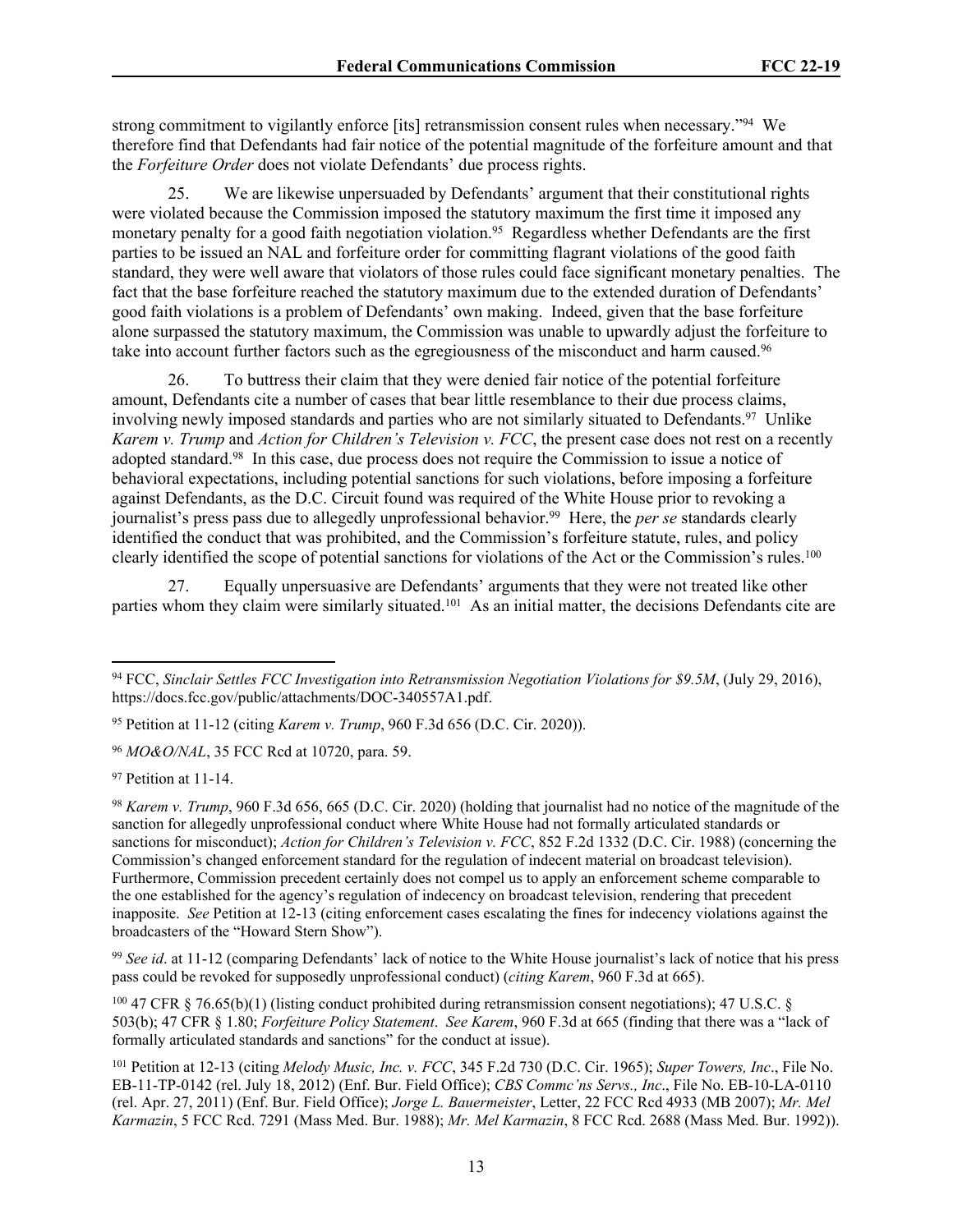strong commitment to vigilantly enforce [its] retransmission consent rules when necessary."[94] We therefore find that Defendants had fair notice of the potential magnitude of the forfeiture amount and that the *Forfeiture Order* does not violate Defendants' due process rights.

25. We are likewise unpersuaded by Defendants' argument that their constitutional rights were violated because the Commission imposed the statutory maximum the first time it imposed any monetary penalty for a good faith negotiation violation.[95] Regardless whether Defendants are the first parties to be issued an NAL and forfeiture order for committing flagrant violations of the good faith standard, they were well aware that violators of those rules could face significant monetary penalties. The fact that the base forfeiture reached the statutory maximum due to the extended duration of Defendants' good faith violations is a problem of Defendants' own making. Indeed, given that the base forfeiture alone surpassed the statutory maximum, the Commission was unable to upwardly adjust the forfeiture to take into account further factors such as the egregiousness of the misconduct and harm caused.[96]

26. To buttress their claim that they were denied fair notice of the potential forfeiture amount, Defendants cite a number of cases that bear little resemblance to their due process claims, involving newly imposed standards and parties who are not similarly situated to Defendants.[97] Unlike *Karem v. Trump* and *Action for Children's Television v. FCC*, the present case does not rest on a recently adopted standard.[98] In this case, due process does not require the Commission to issue a notice of behavioral expectations, including potential sanctions for such violations, before imposing a forfeiture against Defendants, as the D.C. Circuit found was required of the White House prior to revoking a journalist's press pass due to allegedly unprofessional behavior.[99] Here, the *per se* standards clearly identified the conduct that was prohibited, and the Commission's forfeiture statute, rules, and policy clearly identified the scope of potential sanctions for violations of the Act or the Commission's rules.[100]

27. Equally unpersuasive are Defendants' arguments that they were not treated like other parties whom they claim were similarly situated.[101] As an initial matter, the decisions Defendants cite are

---

[94] FCC, *Sinclair Settles FCC Investigation into Retransmission Negotiation Violations for $9.5M*, (July 29, 2016), https://docs.fcc.gov/public/attachments/DOC-340557A1.pdf.

[95] Petition at 11-12 (citing *Karem v. Trump*, 960 F.3d 656 (D.C. Cir. 2020)).

[96] *MO&O/NAL*, 35 FCC Rcd at 10720, para. 59.

[97] Petition at 11-14.

[98] *Karem v. Trump*, 960 F.3d 656, 665 (D.C. Cir. 2020) (holding that journalist had no notice of the magnitude of the sanction for allegedly unprofessional conduct where White House had not formally articulated standards or sanctions for misconduct); *Action for Children's Television v. FCC*, 852 F.2d 1332 (D.C. Cir. 1988) (concerning the Commission's changed enforcement standard for the regulation of indecent material on broadcast television). Furthermore, Commission precedent certainly does not compel us to apply an enforcement scheme comparable to the one established for the agency's regulation of indecency on broadcast television, rendering that precedent inapposite. *See* Petition at 12-13 (citing enforcement cases escalating the fines for indecency violations against the broadcasters of the "Howard Stern Show").

[99] *See id*. at 11-12 (comparing Defendants' lack of notice to the White House journalist's lack of notice that his press pass could be revoked for supposedly unprofessional conduct) (*citing Karem*, 960 F.3d at 665).

[100] 47 CFR § 76.65(b)(1) (listing conduct prohibited during retransmission consent negotiations); 47 U.S.C. § 503(b); 47 CFR § 1.80; *Forfeiture Policy Statement*. *See Karem*, 960 F.3d at 665 (finding that there was a "lack of formally articulated standards and sanctions" for the conduct at issue).

[101] Petition at 12-13 (citing *Melody Music, Inc. v. FCC*, 345 F.2d 730 (D.C. Cir. 1965); *Super Towers, Inc*., File No. EB-11-TP-0142 (rel. July 18, 2012) (Enf. Bur. Field Office); *CBS Commc'ns Servs., Inc*., File No. EB-10-LA-0110 (rel. Apr. 27, 2011) (Enf. Bur. Field Office); *Jorge L. Bauermeister*, Letter, 22 FCC Rcd 4933 (MB 2007); *Mr. Mel Karmazin*, 5 FCC Rcd. 7291 (Mass Med. Bur. 1988); *Mr. Mel Karmazin*, 8 FCC Rcd. 2688 (Mass Med. Bur. 1992)).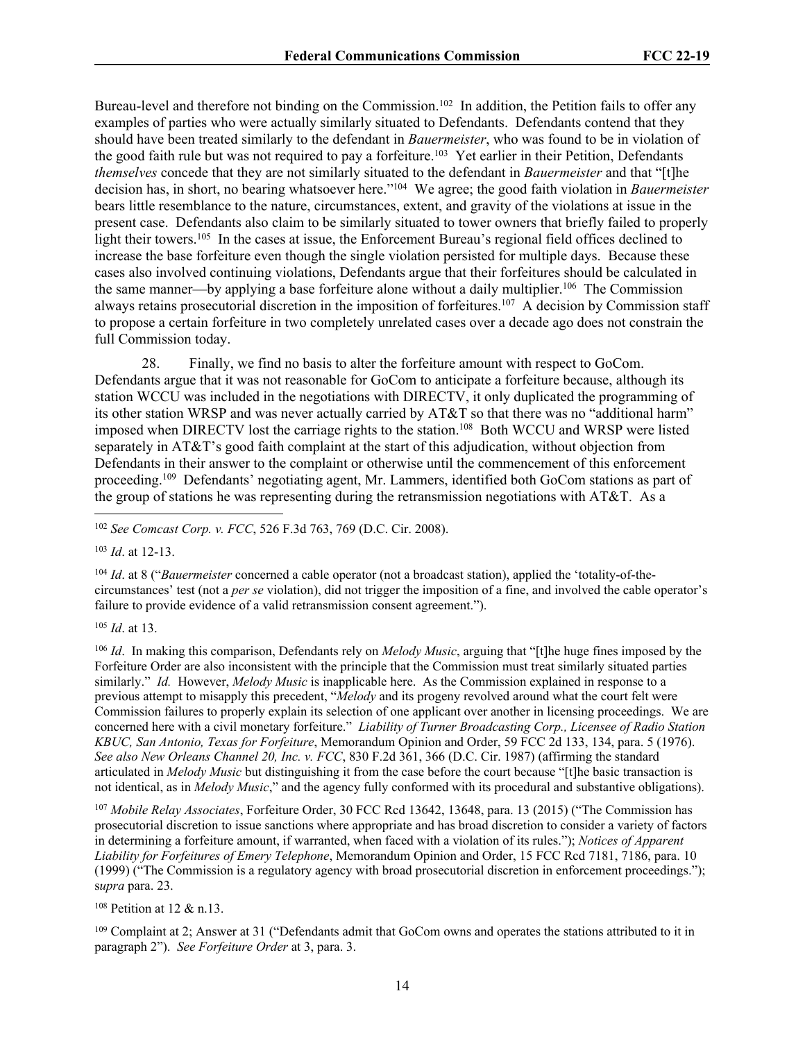Bureau-level and therefore not binding on the Commission.[102] In addition, the Petition fails to offer any examples of parties who were actually similarly situated to Defendants. Defendants contend that they should have been treated similarly to the defendant in *Bauermeister*, who was found to be in violation of the good faith rule but was not required to pay a forfeiture.[103] Yet earlier in their Petition, Defendants *themselves* concede that they are not similarly situated to the defendant in *Bauermeister* and that "[t]he decision has, in short, no bearing whatsoever here."[104] We agree; the good faith violation in *Bauermeister* bears little resemblance to the nature, circumstances, extent, and gravity of the violations at issue in the present case. Defendants also claim to be similarly situated to tower owners that briefly failed to properly light their towers.[105] In the cases at issue, the Enforcement Bureau's regional field offices declined to increase the base forfeiture even though the single violation persisted for multiple days. Because these cases also involved continuing violations, Defendants argue that their forfeitures should be calculated in the same manner—by applying a base forfeiture alone without a daily multiplier.[106] The Commission always retains prosecutorial discretion in the imposition of forfeitures.[107] A decision by Commission staff to propose a certain forfeiture in two completely unrelated cases over a decade ago does not constrain the full Commission today.

28. Finally, we find no basis to alter the forfeiture amount with respect to GoCom. Defendants argue that it was not reasonable for GoCom to anticipate a forfeiture because, although its station WCCU was included in the negotiations with DIRECTV, it only duplicated the programming of its other station WRSP and was never actually carried by AT&T so that there was no "additional harm" imposed when DIRECTV lost the carriage rights to the station.[108] Both WCCU and WRSP were listed separately in AT&T's good faith complaint at the start of this adjudication, without objection from Defendants in their answer to the complaint or otherwise until the commencement of this enforcement proceeding.[109] Defendants' negotiating agent, Mr. Lammers, identified both GoCom stations as part of the group of stations he was representing during the retransmission negotiations with AT&T. As a

---

[102] *See Comcast Corp. v. FCC*, 526 F.3d 763, 769 (D.C. Cir. 2008).

[103] *Id*. at 12-13.

[104] *Id*. at 8 ("*Bauermeister* concerned a cable operator (not a broadcast station), applied the 'totality-of-the-circumstances' test (not a *per se* violation), did not trigger the imposition of a fine, and involved the cable operator's failure to provide evidence of a valid retransmission consent agreement.").

[105] *Id*. at 13.

[106] *Id*. In making this comparison, Defendants rely on *Melody Music*, arguing that "[t]he huge fines imposed by the Forfeiture Order are also inconsistent with the principle that the Commission must treat similarly situated parties similarly." *Id.* However, *Melody Music* is inapplicable here. As the Commission explained in response to a previous attempt to misapply this precedent, "*Melody* and its progeny revolved around what the court felt were Commission failures to properly explain its selection of one applicant over another in licensing proceedings. We are concerned here with a civil monetary forfeiture." *Liability of Turner Broadcasting Corp., Licensee of Radio Station KBUC, San Antonio, Texas for Forfeiture*, Memorandum Opinion and Order, 59 FCC 2d 133, 134, para. 5 (1976). *See also New Orleans Channel 20, Inc. v. FCC*, 830 F.2d 361, 366 (D.C. Cir. 1987) (affirming the standard articulated in *Melody Music* but distinguishing it from the case before the court because "[t]he basic transaction is not identical, as in *Melody Music*," and the agency fully conformed with its procedural and substantive obligations).

[107] *Mobile Relay Associates*, Forfeiture Order, 30 FCC Rcd 13642, 13648, para. 13 (2015) ("The Commission has prosecutorial discretion to issue sanctions where appropriate and has broad discretion to consider a variety of factors in determining a forfeiture amount, if warranted, when faced with a violation of its rules."); *Notices of Apparent Liability for Forfeitures of Emery Telephone*, Memorandum Opinion and Order, 15 FCC Rcd 7181, 7186, para. 10 (1999) ("The Commission is a regulatory agency with broad prosecutorial discretion in enforcement proceedings."); s*upra* para. 23.

[108] Petition at 12 & n.13.

[109] Complaint at 2; Answer at 31 ("Defendants admit that GoCom owns and operates the stations attributed to it in paragraph 2"). *See Forfeiture Order* at 3, para. 3.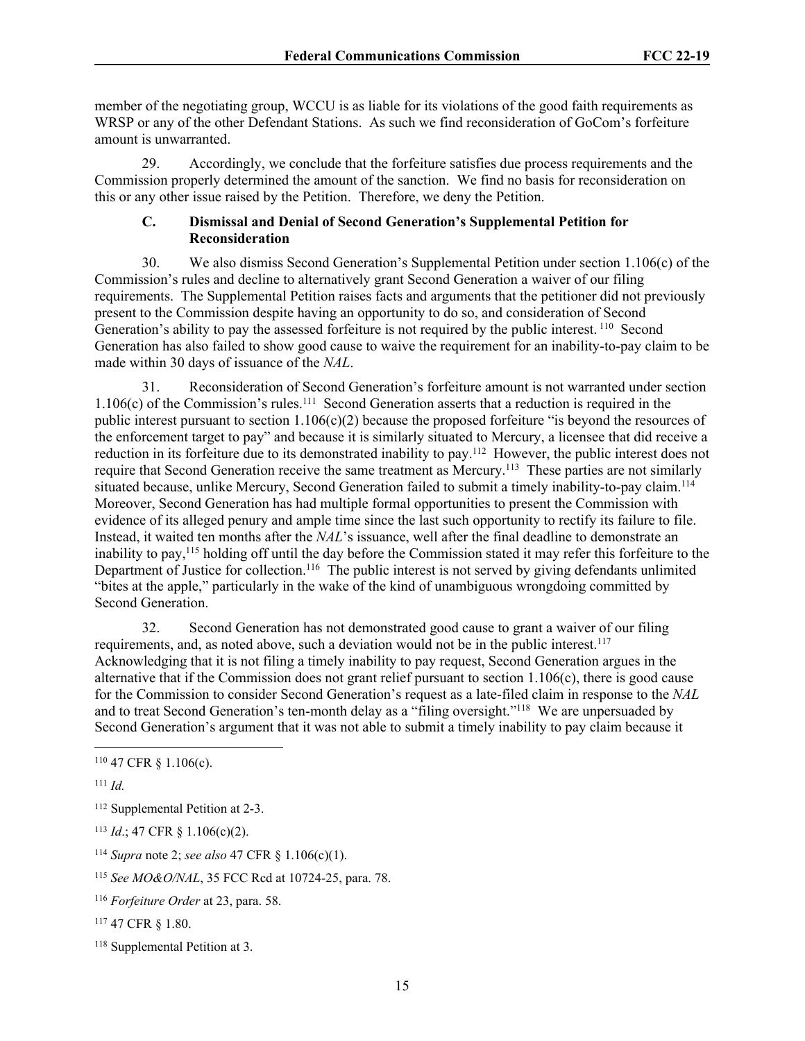member of the negotiating group, WCCU is as liable for its violations of the good faith requirements as WRSP or any of the other Defendant Stations. As such we find reconsideration of GoCom's forfeiture amount is unwarranted.

29. Accordingly, we conclude that the forfeiture satisfies due process requirements and the Commission properly determined the amount of the sanction. We find no basis for reconsideration on this or any other issue raised by the Petition. Therefore, we deny the Petition.

### C. Dismissal and Denial of Second Generation's Supplemental Petition for Reconsideration

30. We also dismiss Second Generation's Supplemental Petition under section 1.106(c) of the Commission's rules and decline to alternatively grant Second Generation a waiver of our filing requirements. The Supplemental Petition raises facts and arguments that the petitioner did not previously present to the Commission despite having an opportunity to do so, and consideration of Second Generation's ability to pay the assessed forfeiture is not required by the public interest.[110] Second Generation has also failed to show good cause to waive the requirement for an inability-to-pay claim to be made within 30 days of issuance of the *NAL*.

31. Reconsideration of Second Generation's forfeiture amount is not warranted under section 1.106(c) of the Commission's rules.[111] Second Generation asserts that a reduction is required in the public interest pursuant to section 1.106(c)(2) because the proposed forfeiture "is beyond the resources of the enforcement target to pay" and because it is similarly situated to Mercury, a licensee that did receive a reduction in its forfeiture due to its demonstrated inability to pay.[112] However, the public interest does not require that Second Generation receive the same treatment as Mercury.[113] These parties are not similarly situated because, unlike Mercury, Second Generation failed to submit a timely inability-to-pay claim.[114] Moreover, Second Generation has had multiple formal opportunities to present the Commission with evidence of its alleged penury and ample time since the last such opportunity to rectify its failure to file. Instead, it waited ten months after the *NAL*'s issuance, well after the final deadline to demonstrate an inability to pay,[115] holding off until the day before the Commission stated it may refer this forfeiture to the Department of Justice for collection.[116] The public interest is not served by giving defendants unlimited "bites at the apple," particularly in the wake of the kind of unambiguous wrongdoing committed by Second Generation.

32. Second Generation has not demonstrated good cause to grant a waiver of our filing requirements, and, as noted above, such a deviation would not be in the public interest.[117] Acknowledging that it is not filing a timely inability to pay request, Second Generation argues in the alternative that if the Commission does not grant relief pursuant to section 1.106(c), there is good cause for the Commission to consider Second Generation's request as a late-filed claim in response to the *NAL* and to treat Second Generation's ten-month delay as a "filing oversight."[118] We are unpersuaded by Second Generation's argument that it was not able to submit a timely inability to pay claim because it

---

[110] 47 CFR § 1.106(c).

[111] *Id.*

[112] Supplemental Petition at 2-3.

[113] *Id*.; 47 CFR § 1.106(c)(2).

[114] *Supra* note 2; *see also* 47 CFR § 1.106(c)(1).

[115] *See MO&O/NAL*, 35 FCC Rcd at 10724-25, para. 78.

[116] *Forfeiture Order* at 23, para. 58.

[117] 47 CFR § 1.80.

[118] Supplemental Petition at 3.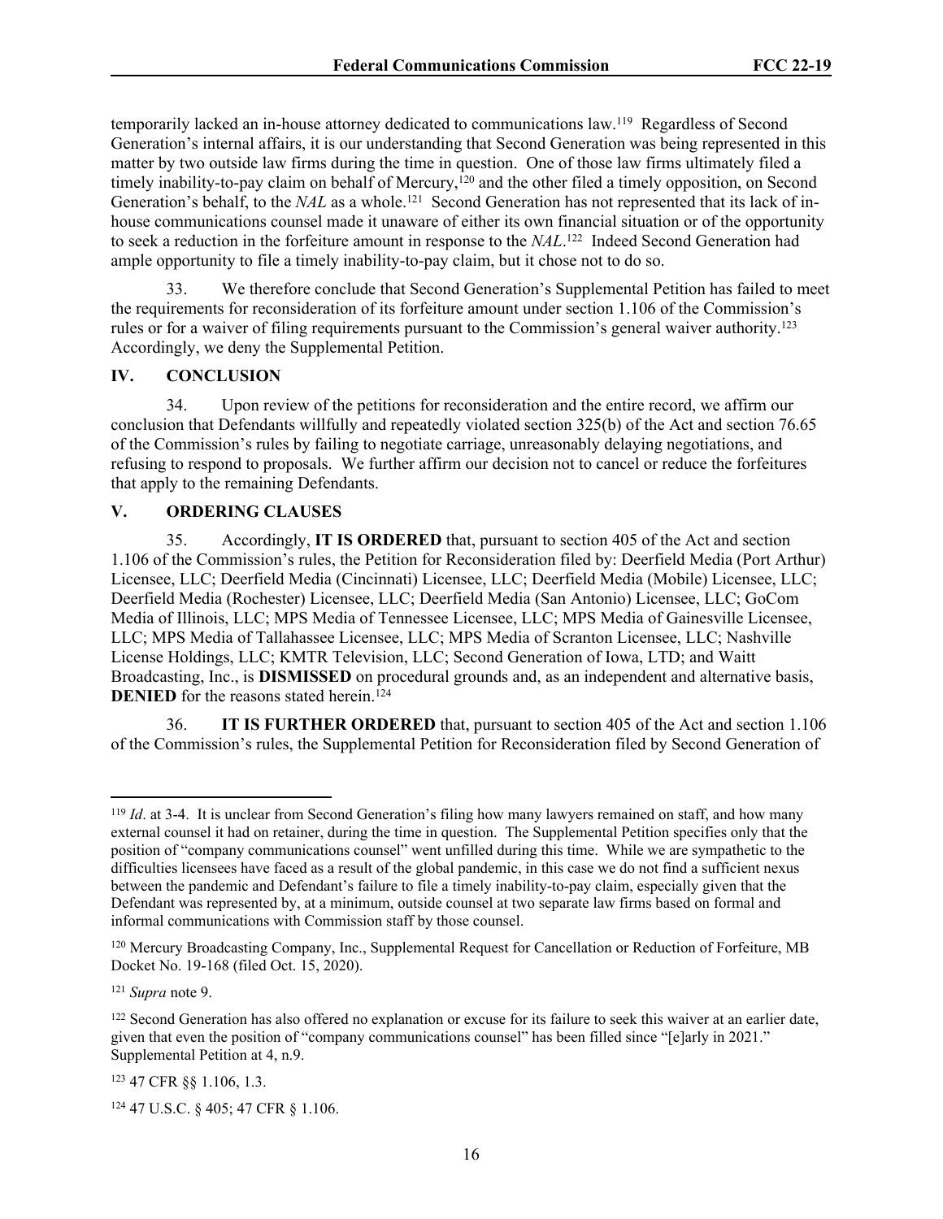temporarily lacked an in-house attorney dedicated to communications law.[119] Regardless of Second Generation's internal affairs, it is our understanding that Second Generation was being represented in this matter by two outside law firms during the time in question. One of those law firms ultimately filed a timely inability-to-pay claim on behalf of Mercury,[120] and the other filed a timely opposition, on Second Generation's behalf, to the *NAL* as a whole.[121] Second Generation has not represented that its lack of in-house communications counsel made it unaware of either its own financial situation or of the opportunity to seek a reduction in the forfeiture amount in response to the *NAL*.[122] Indeed Second Generation had ample opportunity to file a timely inability-to-pay claim, but it chose not to do so.

33. We therefore conclude that Second Generation's Supplemental Petition has failed to meet the requirements for reconsideration of its forfeiture amount under section 1.106 of the Commission's rules or for a waiver of filing requirements pursuant to the Commission's general waiver authority.[123] Accordingly, we deny the Supplemental Petition.

## IV. CONCLUSION

34. Upon review of the petitions for reconsideration and the entire record, we affirm our conclusion that Defendants willfully and repeatedly violated section 325(b) of the Act and section 76.65 of the Commission's rules by failing to negotiate carriage, unreasonably delaying negotiations, and refusing to respond to proposals. We further affirm our decision not to cancel or reduce the forfeitures that apply to the remaining Defendants.

## V. ORDERING CLAUSES

35. Accordingly, **IT IS ORDERED** that, pursuant to section 405 of the Act and section 1.106 of the Commission's rules, the Petition for Reconsideration filed by: Deerfield Media (Port Arthur) Licensee, LLC; Deerfield Media (Cincinnati) Licensee, LLC; Deerfield Media (Mobile) Licensee, LLC; Deerfield Media (Rochester) Licensee, LLC; Deerfield Media (San Antonio) Licensee, LLC; GoCom Media of Illinois, LLC; MPS Media of Tennessee Licensee, LLC; MPS Media of Gainesville Licensee, LLC; MPS Media of Tallahassee Licensee, LLC; MPS Media of Scranton Licensee, LLC; Nashville License Holdings, LLC; KMTR Television, LLC; Second Generation of Iowa, LTD; and Waitt Broadcasting, Inc., is **DISMISSED** on procedural grounds and, as an independent and alternative basis, **DENIED** for the reasons stated herein.[124]

36. **IT IS FURTHER ORDERED** that, pursuant to section 405 of the Act and section 1.106 of the Commission's rules, the Supplemental Petition for Reconsideration filed by Second Generation of

---

[119] *Id*. at 3-4. It is unclear from Second Generation's filing how many lawyers remained on staff, and how many external counsel it had on retainer, during the time in question. The Supplemental Petition specifies only that the position of "company communications counsel" went unfilled during this time. While we are sympathetic to the difficulties licensees have faced as a result of the global pandemic, in this case we do not find a sufficient nexus between the pandemic and Defendant's failure to file a timely inability-to-pay claim, especially given that the Defendant was represented by, at a minimum, outside counsel at two separate law firms based on formal and informal communications with Commission staff by those counsel.

[120] Mercury Broadcasting Company, Inc., Supplemental Request for Cancellation or Reduction of Forfeiture, MB Docket No. 19-168 (filed Oct. 15, 2020).

[121] *Supra* note 9.

[122] Second Generation has also offered no explanation or excuse for its failure to seek this waiver at an earlier date, given that even the position of "company communications counsel" has been filled since "[e]arly in 2021." Supplemental Petition at 4, n.9.

[123] 47 CFR §§ 1.106, 1.3.

[124] 47 U.S.C. § 405; 47 CFR § 1.106.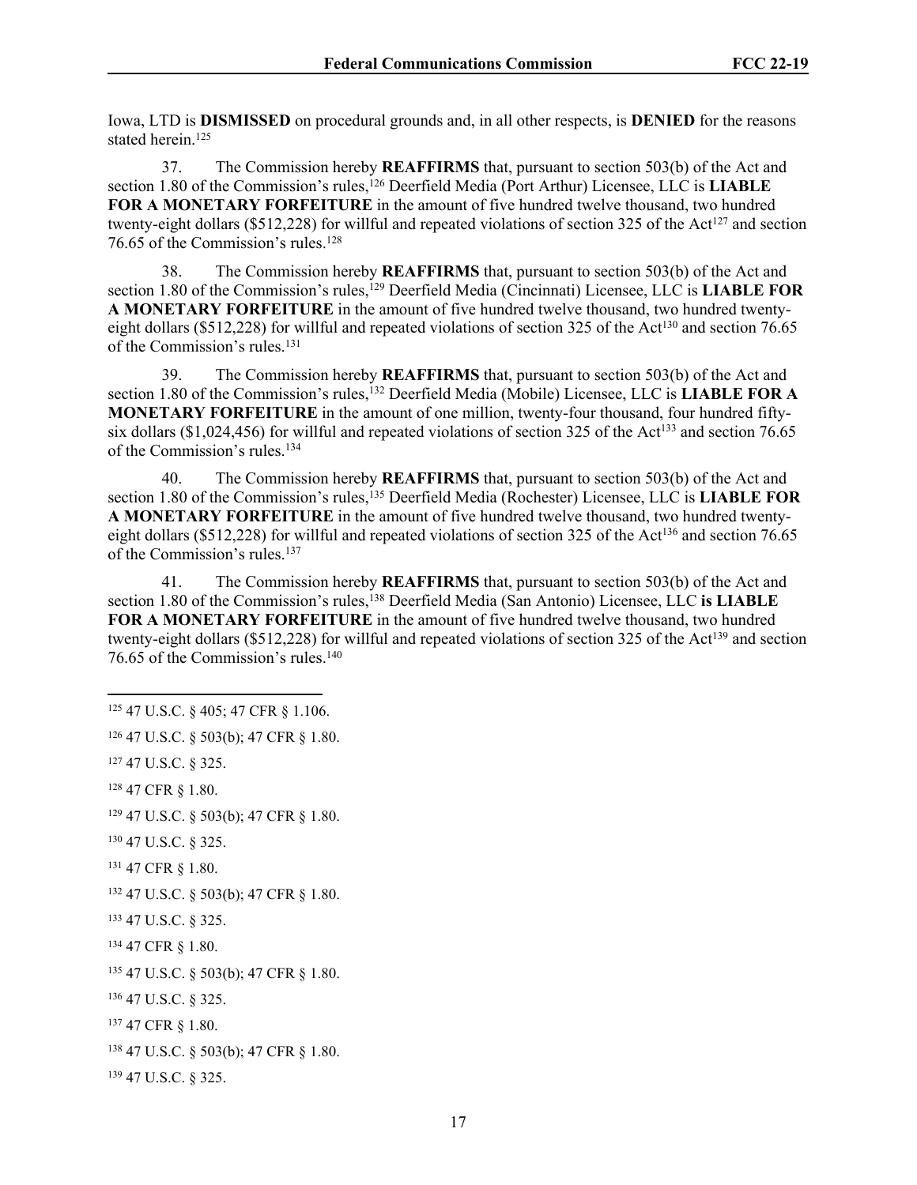Iowa, LTD is **DISMISSED** on procedural grounds and, in all other respects, is **DENIED** for the reasons stated herein.[125]

37. The Commission hereby **REAFFIRMS** that, pursuant to section 503(b) of the Act and section 1.80 of the Commission's rules,[126] Deerfield Media (Port Arthur) Licensee, LLC is **LIABLE FOR A MONETARY FORFEITURE** in the amount of five hundred twelve thousand, two hundred twenty-eight dollars ($512,228) for willful and repeated violations of section 325 of the Act[127] and section 76.65 of the Commission's rules.[128]

38. The Commission hereby **REAFFIRMS** that, pursuant to section 503(b) of the Act and section 1.80 of the Commission's rules,[129] Deerfield Media (Cincinnati) Licensee, LLC is **LIABLE FOR A MONETARY FORFEITURE** in the amount of five hundred twelve thousand, two hundred twenty-eight dollars ($512,228) for willful and repeated violations of section 325 of the Act[130] and section 76.65 of the Commission's rules.[131]

39. The Commission hereby **REAFFIRMS** that, pursuant to section 503(b) of the Act and section 1.80 of the Commission's rules,[132] Deerfield Media (Mobile) Licensee, LLC is **LIABLE FOR A MONETARY FORFEITURE** in the amount of one million, twenty-four thousand, four hundred fifty-six dollars ($1,024,456) for willful and repeated violations of section 325 of the Act[133] and section 76.65 of the Commission's rules.[134]

40. The Commission hereby **REAFFIRMS** that, pursuant to section 503(b) of the Act and section 1.80 of the Commission's rules,[135] Deerfield Media (Rochester) Licensee, LLC is **LIABLE FOR A MONETARY FORFEITURE** in the amount of five hundred twelve thousand, two hundred twenty-eight dollars ($512,228) for willful and repeated violations of section 325 of the Act[136] and section 76.65 of the Commission's rules.[137]

41. The Commission hereby **REAFFIRMS** that, pursuant to section 503(b) of the Act and section 1.80 of the Commission's rules,[138] Deerfield Media (San Antonio) Licensee, LLC **is LIABLE FOR A MONETARY FORFEITURE** in the amount of five hundred twelve thousand, two hundred twenty-eight dollars ($512,228) for willful and repeated violations of section 325 of the Act[139] and section 76.65 of the Commission's rules.[140]

---

[125] 47 U.S.C. § 405; 47 CFR § 1.106.

[126] 47 U.S.C. § 503(b); 47 CFR § 1.80.

[127] 47 U.S.C. § 325.

[128] 47 CFR § 1.80.

[129] 47 U.S.C. § 503(b); 47 CFR § 1.80.

[130] 47 U.S.C. § 325.

[131] 47 CFR § 1.80.

[132] 47 U.S.C. § 503(b); 47 CFR § 1.80.

[133] 47 U.S.C. § 325.

[134] 47 CFR § 1.80.

[135] 47 U.S.C. § 503(b); 47 CFR § 1.80.

[136] 47 U.S.C. § 325.

[137] 47 CFR § 1.80.

[138] 47 U.S.C. § 503(b); 47 CFR § 1.80.

[139] 47 U.S.C. § 325.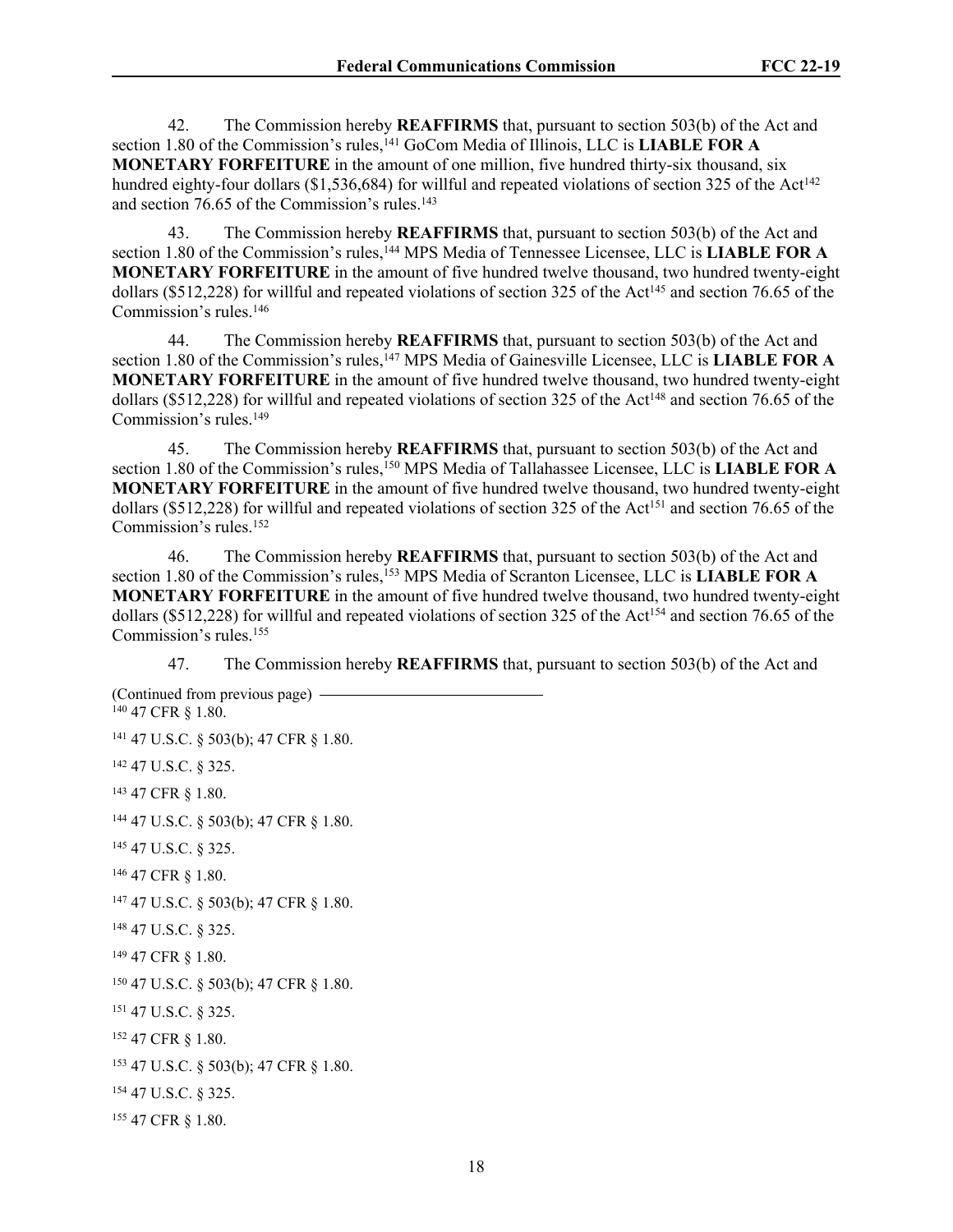42. The Commission hereby **REAFFIRMS** that, pursuant to section 503(b) of the Act and section 1.80 of the Commission's rules,[141] GoCom Media of Illinois, LLC is **LIABLE FOR A MONETARY FORFEITURE** in the amount of one million, five hundred thirty-six thousand, six hundred eighty-four dollars ($1,536,684) for willful and repeated violations of section 325 of the Act[142] and section 76.65 of the Commission's rules.[143]

43. The Commission hereby **REAFFIRMS** that, pursuant to section 503(b) of the Act and section 1.80 of the Commission's rules,[144] MPS Media of Tennessee Licensee, LLC is **LIABLE FOR A MONETARY FORFEITURE** in the amount of five hundred twelve thousand, two hundred twenty-eight dollars ($512,228) for willful and repeated violations of section 325 of the Act[145] and section 76.65 of the Commission's rules.[146]

44. The Commission hereby **REAFFIRMS** that, pursuant to section 503(b) of the Act and section 1.80 of the Commission's rules,[147] MPS Media of Gainesville Licensee, LLC is **LIABLE FOR A MONETARY FORFEITURE** in the amount of five hundred twelve thousand, two hundred twenty-eight dollars ($512,228) for willful and repeated violations of section 325 of the Act[148] and section 76.65 of the Commission's rules.[149]

45. The Commission hereby **REAFFIRMS** that, pursuant to section 503(b) of the Act and section 1.80 of the Commission's rules,[150] MPS Media of Tallahassee Licensee, LLC is **LIABLE FOR A MONETARY FORFEITURE** in the amount of five hundred twelve thousand, two hundred twenty-eight dollars ($512,228) for willful and repeated violations of section 325 of the Act[151] and section 76.65 of the Commission's rules.[152]

46. The Commission hereby **REAFFIRMS** that, pursuant to section 503(b) of the Act and section 1.80 of the Commission's rules,[153] MPS Media of Scranton Licensee, LLC is **LIABLE FOR A MONETARY FORFEITURE** in the amount of five hundred twelve thousand, two hundred twenty-eight dollars ($512,228) for willful and repeated violations of section 325 of the Act[154] and section 76.65 of the Commission's rules.[155]

47. The Commission hereby **REAFFIRMS** that, pursuant to section 503(b) of the Act and

(Continued from previous page)

[140] 47 CFR § 1.80.

[141] 47 U.S.C. § 503(b); 47 CFR § 1.80.

[142] 47 U.S.C. § 325.

[143] 47 CFR § 1.80.

[144] 47 U.S.C. § 503(b); 47 CFR § 1.80.

[145] 47 U.S.C. § 325.

[146] 47 CFR § 1.80.

[147] 47 U.S.C. § 503(b); 47 CFR § 1.80.

[148] 47 U.S.C. § 325.

[149] 47 CFR § 1.80.

[150] 47 U.S.C. § 503(b); 47 CFR § 1.80.

[151] 47 U.S.C. § 325.

[152] 47 CFR § 1.80.

[153] 47 U.S.C. § 503(b); 47 CFR § 1.80.

[154] 47 U.S.C. § 325.

[155] 47 CFR § 1.80.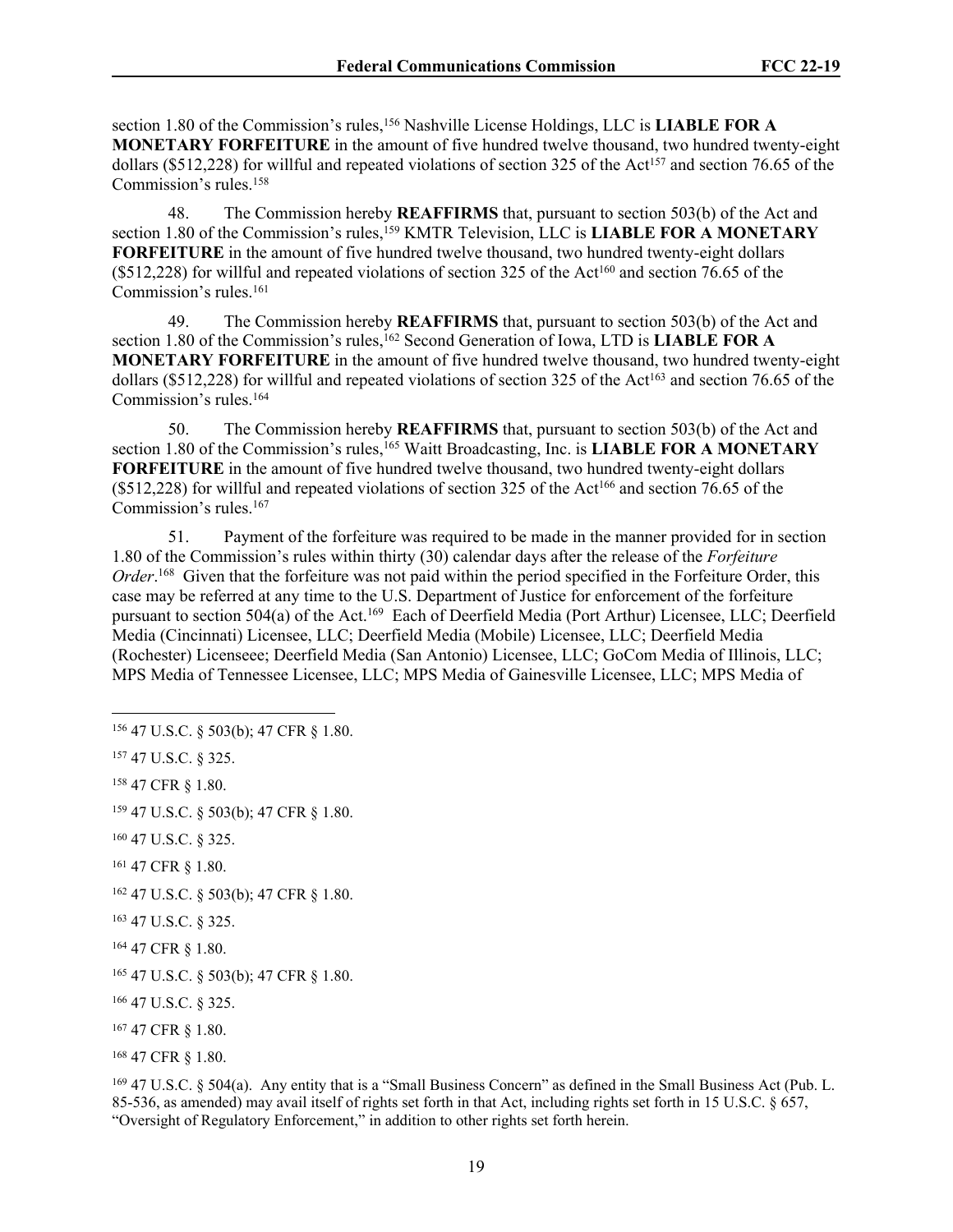section 1.80 of the Commission's rules,[156] Nashville License Holdings, LLC is **LIABLE FOR A MONETARY FORFEITURE** in the amount of five hundred twelve thousand, two hundred twenty-eight dollars ($512,228) for willful and repeated violations of section 325 of the Act[157] and section 76.65 of the Commission's rules.[158]

48. The Commission hereby **REAFFIRMS** that, pursuant to section 503(b) of the Act and section 1.80 of the Commission's rules,[159] KMTR Television, LLC is **LIABLE FOR A MONETARY FORFEITURE** in the amount of five hundred twelve thousand, two hundred twenty-eight dollars ($512,228) for willful and repeated violations of section 325 of the Act[160] and section 76.65 of the Commission's rules.[161]

49. The Commission hereby **REAFFIRMS** that, pursuant to section 503(b) of the Act and section 1.80 of the Commission's rules,[162] Second Generation of Iowa, LTD is **LIABLE FOR A MONETARY FORFEITURE** in the amount of five hundred twelve thousand, two hundred twenty-eight dollars ($512,228) for willful and repeated violations of section 325 of the Act[163] and section 76.65 of the Commission's rules.[164]

50. The Commission hereby **REAFFIRMS** that, pursuant to section 503(b) of the Act and section 1.80 of the Commission's rules,[165] Waitt Broadcasting, Inc. is **LIABLE FOR A MONETARY FORFEITURE** in the amount of five hundred twelve thousand, two hundred twenty-eight dollars ($512,228) for willful and repeated violations of section 325 of the Act[166] and section 76.65 of the Commission's rules.[167]

51. Payment of the forfeiture was required to be made in the manner provided for in section 1.80 of the Commission's rules within thirty (30) calendar days after the release of the *Forfeiture Order*.[168] Given that the forfeiture was not paid within the period specified in the Forfeiture Order, this case may be referred at any time to the U.S. Department of Justice for enforcement of the forfeiture pursuant to section 504(a) of the Act.[169] Each of Deerfield Media (Port Arthur) Licensee, LLC; Deerfield Media (Cincinnati) Licensee, LLC; Deerfield Media (Mobile) Licensee, LLC; Deerfield Media (Rochester) Licenseee; Deerfield Media (San Antonio) Licensee, LLC; GoCom Media of Illinois, LLC; MPS Media of Tennessee Licensee, LLC; MPS Media of Gainesville Licensee, LLC; MPS Media of

---

[156] 47 U.S.C. § 503(b); 47 CFR § 1.80.

[157] 47 U.S.C. § 325.

[158] 47 CFR § 1.80.

[159] 47 U.S.C. § 503(b); 47 CFR § 1.80.

[160] 47 U.S.C. § 325.

[161] 47 CFR § 1.80.

[162] 47 U.S.C. § 503(b); 47 CFR § 1.80.

[163] 47 U.S.C. § 325.

[164] 47 CFR § 1.80.

[165] 47 U.S.C. § 503(b); 47 CFR § 1.80.

[166] 47 U.S.C. § 325.

[167] 47 CFR § 1.80.

[168] 47 CFR § 1.80.

[169] 47 U.S.C. § 504(a). Any entity that is a "Small Business Concern" as defined in the Small Business Act (Pub. L. 85-536, as amended) may avail itself of rights set forth in that Act, including rights set forth in 15 U.S.C. § 657, "Oversight of Regulatory Enforcement," in addition to other rights set forth herein.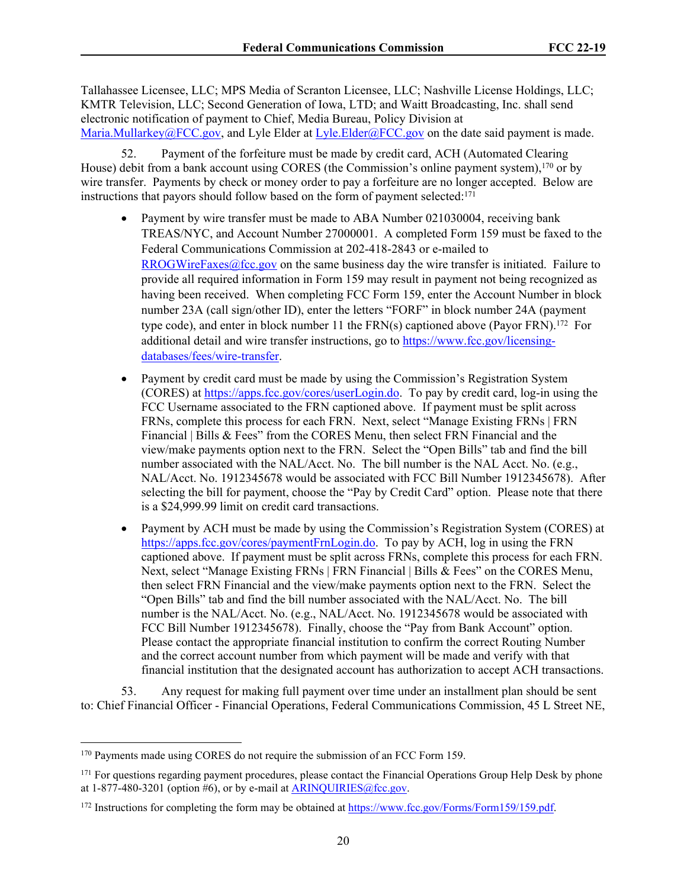Tallahassee Licensee, LLC; MPS Media of Scranton Licensee, LLC; Nashville License Holdings, LLC; KMTR Television, LLC; Second Generation of Iowa, LTD; and Waitt Broadcasting, Inc. shall send electronic notification of payment to Chief, Media Bureau, Policy Division at Maria.Mullarkey@FCC.gov, and Lyle Elder at Lyle.Elder@FCC.gov on the date said payment is made.

52. Payment of the forfeiture must be made by credit card, ACH (Automated Clearing House) debit from a bank account using CORES (the Commission's online payment system),[170] or by wire transfer. Payments by check or money order to pay a forfeiture are no longer accepted. Below are instructions that payors should follow based on the form of payment selected:[171]

- Payment by wire transfer must be made to ABA Number 021030004, receiving bank TREAS/NYC, and Account Number 27000001. A completed Form 159 must be faxed to the Federal Communications Commission at 202-418-2843 or e-mailed to RROGWireFaxes@fcc.gov on the same business day the wire transfer is initiated. Failure to provide all required information in Form 159 may result in payment not being recognized as having been received. When completing FCC Form 159, enter the Account Number in block number 23A (call sign/other ID), enter the letters "FORF" in block number 24A (payment type code), and enter in block number 11 the FRN(s) captioned above (Payor FRN).[172] For additional detail and wire transfer instructions, go to https://www.fcc.gov/licensing-databases/fees/wire-transfer.
- Payment by credit card must be made by using the Commission's Registration System (CORES) at https://apps.fcc.gov/cores/userLogin.do. To pay by credit card, log-in using the FCC Username associated to the FRN captioned above. If payment must be split across FRNs, complete this process for each FRN. Next, select "Manage Existing FRNs | FRN Financial | Bills & Fees" from the CORES Menu, then select FRN Financial and the view/make payments option next to the FRN. Select the "Open Bills" tab and find the bill number associated with the NAL/Acct. No. The bill number is the NAL Acct. No. (e.g., NAL/Acct. No. 1912345678 would be associated with FCC Bill Number 1912345678). After selecting the bill for payment, choose the "Pay by Credit Card" option. Please note that there is a $24,999.99 limit on credit card transactions.
- Payment by ACH must be made by using the Commission's Registration System (CORES) at https://apps.fcc.gov/cores/paymentFrnLogin.do. To pay by ACH, log in using the FRN captioned above. If payment must be split across FRNs, complete this process for each FRN. Next, select "Manage Existing FRNs | FRN Financial | Bills & Fees" on the CORES Menu, then select FRN Financial and the view/make payments option next to the FRN. Select the "Open Bills" tab and find the bill number associated with the NAL/Acct. No. The bill number is the NAL/Acct. No. (e.g., NAL/Acct. No. 1912345678 would be associated with FCC Bill Number 1912345678). Finally, choose the "Pay from Bank Account" option. Please contact the appropriate financial institution to confirm the correct Routing Number and the correct account number from which payment will be made and verify with that financial institution that the designated account has authorization to accept ACH transactions.

53. Any request for making full payment over time under an installment plan should be sent to: Chief Financial Officer - Financial Operations, Federal Communications Commission, 45 L Street NE,

---

[170] Payments made using CORES do not require the submission of an FCC Form 159.

[171] For questions regarding payment procedures, please contact the Financial Operations Group Help Desk by phone at 1-877-480-3201 (option #6), or by e-mail at ARINQUIRIES@fcc.gov.

[172] Instructions for completing the form may be obtained at https://www.fcc.gov/Forms/Form159/159.pdf.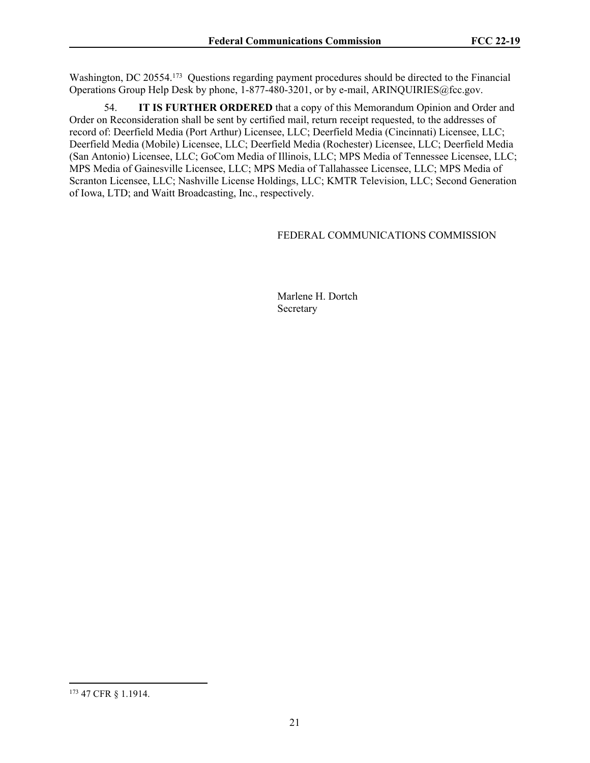Washington, DC 20554.[173] Questions regarding payment procedures should be directed to the Financial Operations Group Help Desk by phone, 1-877-480-3201, or by e-mail, ARINQUIRIES@fcc.gov.

54. **IT IS FURTHER ORDERED** that a copy of this Memorandum Opinion and Order and Order on Reconsideration shall be sent by certified mail, return receipt requested, to the addresses of record of: Deerfield Media (Port Arthur) Licensee, LLC; Deerfield Media (Cincinnati) Licensee, LLC; Deerfield Media (Mobile) Licensee, LLC; Deerfield Media (Rochester) Licensee, LLC; Deerfield Media (San Antonio) Licensee, LLC; GoCom Media of Illinois, LLC; MPS Media of Tennessee Licensee, LLC; MPS Media of Gainesville Licensee, LLC; MPS Media of Tallahassee Licensee, LLC; MPS Media of Scranton Licensee, LLC; Nashville License Holdings, LLC; KMTR Television, LLC; Second Generation of Iowa, LTD; and Waitt Broadcasting, Inc., respectively.

FEDERAL COMMUNICATIONS COMMISSION

Marlene H. Dortch
Secretary

---

[173] 47 CFR § 1.1914.